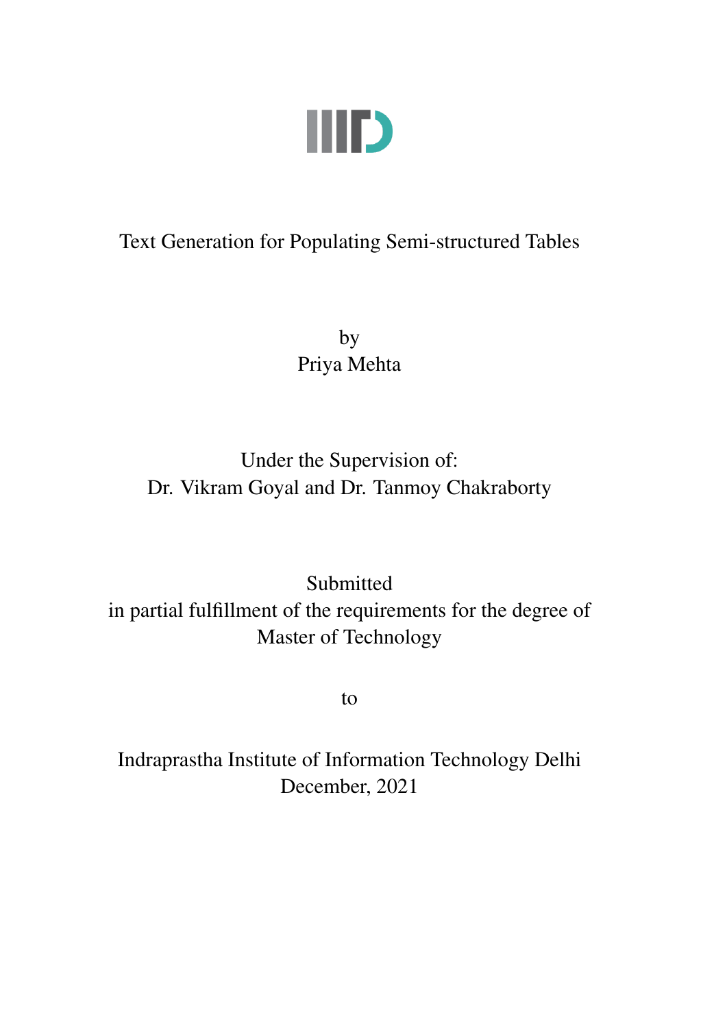# Text Generation for Populating Semi-structured Tables

by
Priya Mehta

Under the Supervision of:
Dr. Vikram Goyal and Dr. Tanmoy Chakraborty

Submitted
in partial fulfillment of the requirements for the degree of
Master of Technology

to

Indraprastha Institute of Information Technology Delhi
December, 2021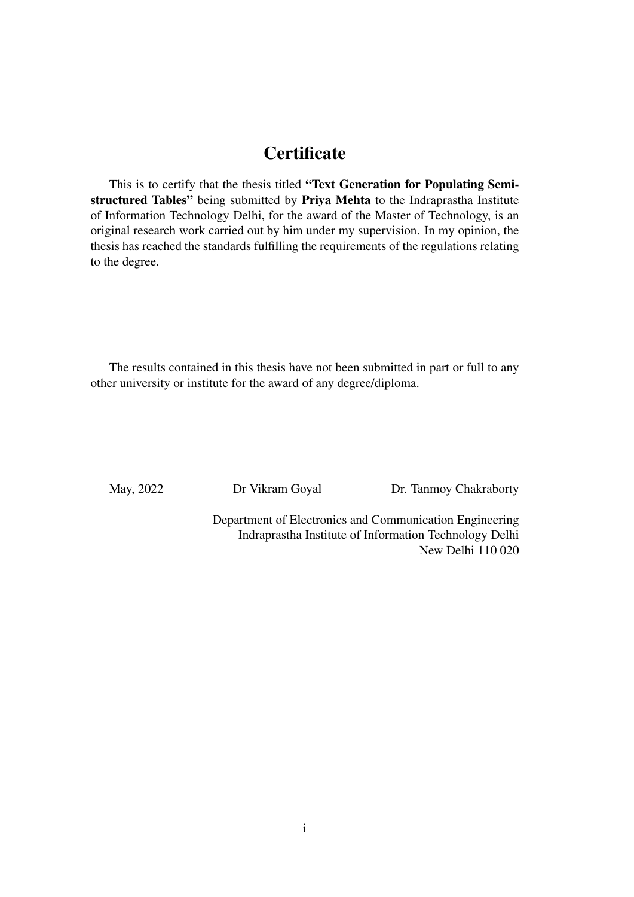# Certificate

This is to certify that the thesis titled **"Text Generation for Populating Semi-structured Tables"** being submitted by **Priya Mehta** to the Indraprastha Institute of Information Technology Delhi, for the award of the Master of Technology, is an original research work carried out by him under my supervision. In my opinion, the thesis has reached the standards fulfilling the requirements of the regulations relating to the degree.

The results contained in this thesis have not been submitted in part or full to any other university or institute for the award of any degree/diploma.

May, 2022 Dr Vikram Goyal Dr. Tanmoy Chakraborty

Department of Electronics and Communication Engineering
Indraprastha Institute of Information Technology Delhi
New Delhi 110 020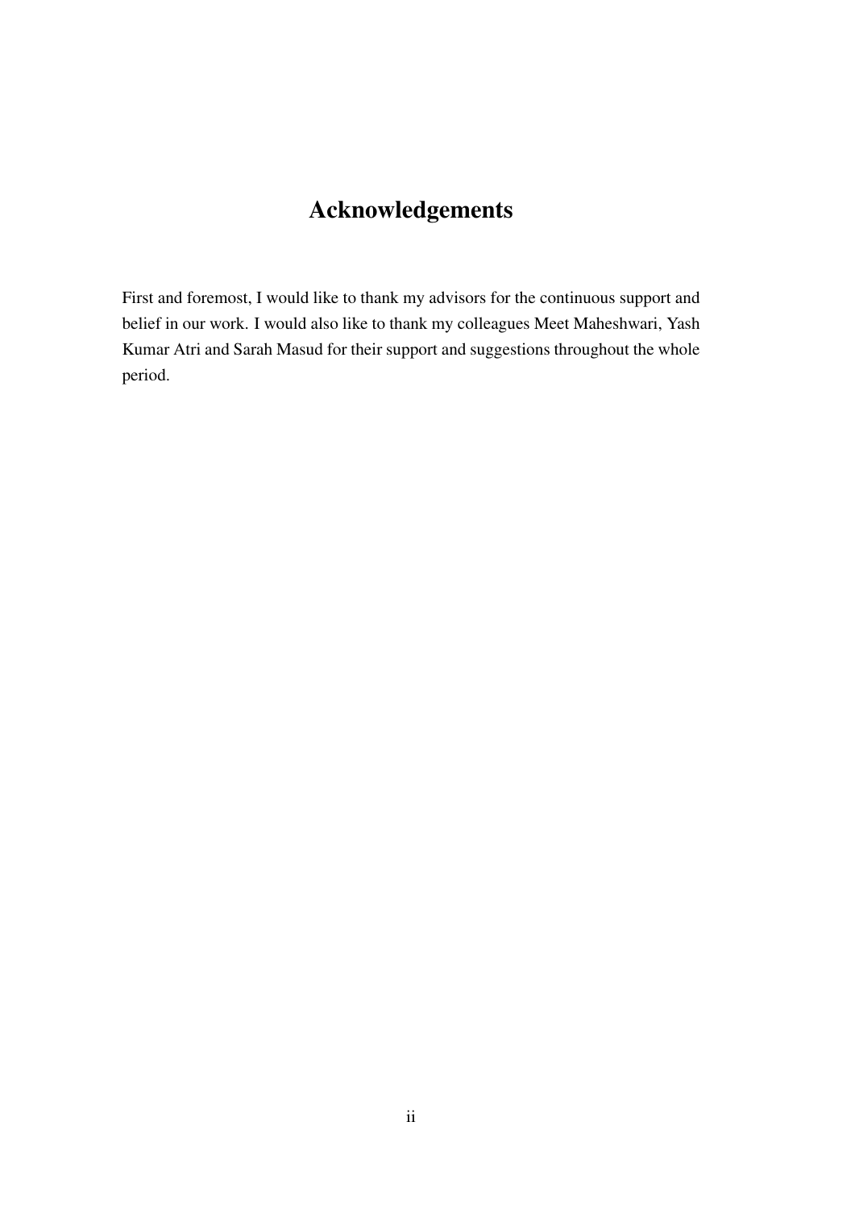# Acknowledgements

First and foremost, I would like to thank my advisors for the continuous support and belief in our work. I would also like to thank my colleagues Meet Maheshwari, Yash Kumar Atri and Sarah Masud for their support and suggestions throughout the whole period.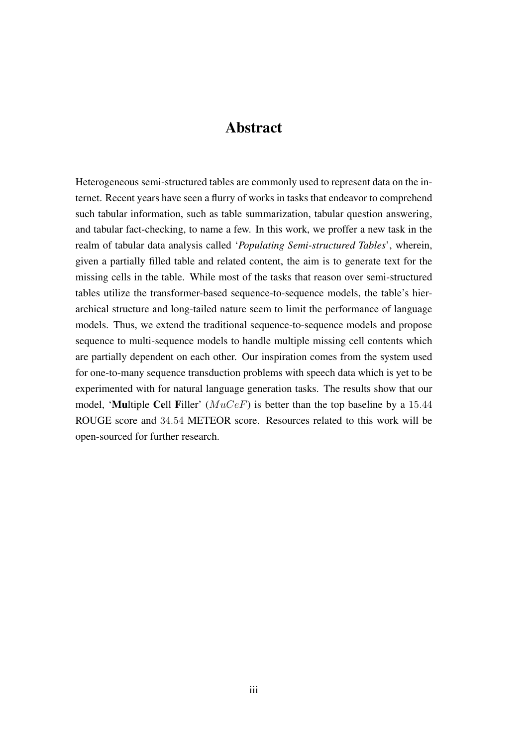# Abstract

Heterogeneous semi-structured tables are commonly used to represent data on the internet. Recent years have seen a flurry of works in tasks that endeavor to comprehend such tabular information, such as table summarization, tabular question answering, and tabular fact-checking, to name a few. In this work, we proffer a new task in the realm of tabular data analysis called '*Populating Semi-structured Tables*', wherein, given a partially filled table and related content, the aim is to generate text for the missing cells in the table. While most of the tasks that reason over semi-structured tables utilize the transformer-based sequence-to-sequence models, the table's hierarchical structure and long-tailed nature seem to limit the performance of language models. Thus, we extend the traditional sequence-to-sequence models and propose sequence to multi-sequence models to handle multiple missing cell contents which are partially dependent on each other. Our inspiration comes from the system used for one-to-many sequence transduction problems with speech data which is yet to be experimented with for natural language generation tasks. The results show that our model, '**Mu**ltiple **Ce**ll **F**iller' ($MuCeF$) is better than the top baseline by a $15.44$ ROUGE score and $34.54$ METEOR score. Resources related to this work will be open-sourced for further research.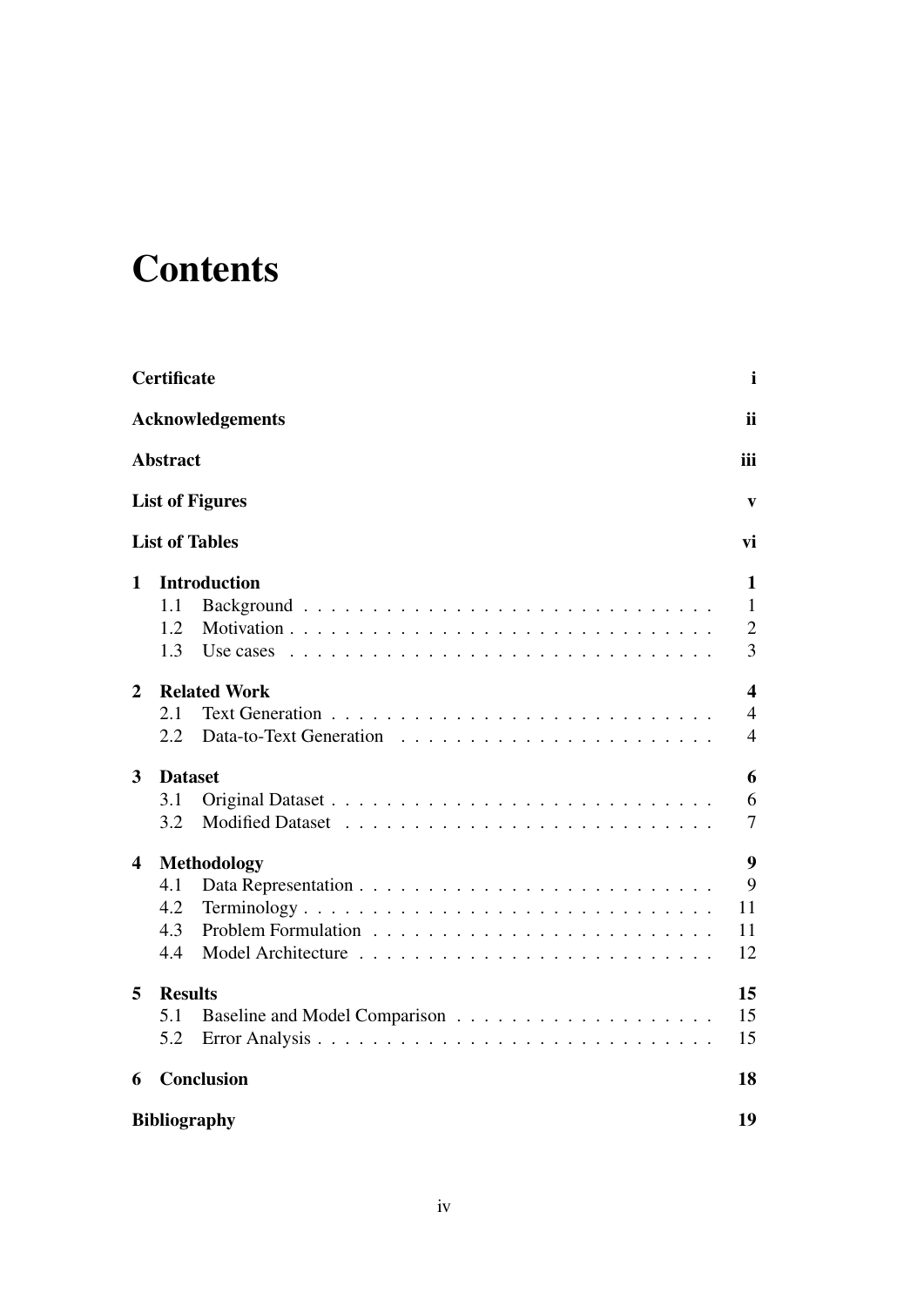# Contents

| | |
|---|---|
| **Certificate** | **i** |
| **Acknowledgements** | **ii** |
| **Abstract** | **iii** |
| **List of Figures** | **v** |
| **List of Tables** | **vi** |
| **1 Introduction** | **1** |
| 1.1 Background | 1 |
| 1.2 Motivation | 2 |
| 1.3 Use cases | 3 |
| **2 Related Work** | **4** |
| 2.1 Text Generation | 4 |
| 2.2 Data-to-Text Generation | 4 |
| **3 Dataset** | **6** |
| 3.1 Original Dataset | 6 |
| 3.2 Modified Dataset | 7 |
| **4 Methodology** | **9** |
| 4.1 Data Representation | 9 |
| 4.2 Terminology | 11 |
| 4.3 Problem Formulation | 11 |
| 4.4 Model Architecture | 12 |
| **5 Results** | **15** |
| 5.1 Baseline and Model Comparison | 15 |
| 5.2 Error Analysis | 15 |
| **6 Conclusion** | **18** |
| **Bibliography** | **19** |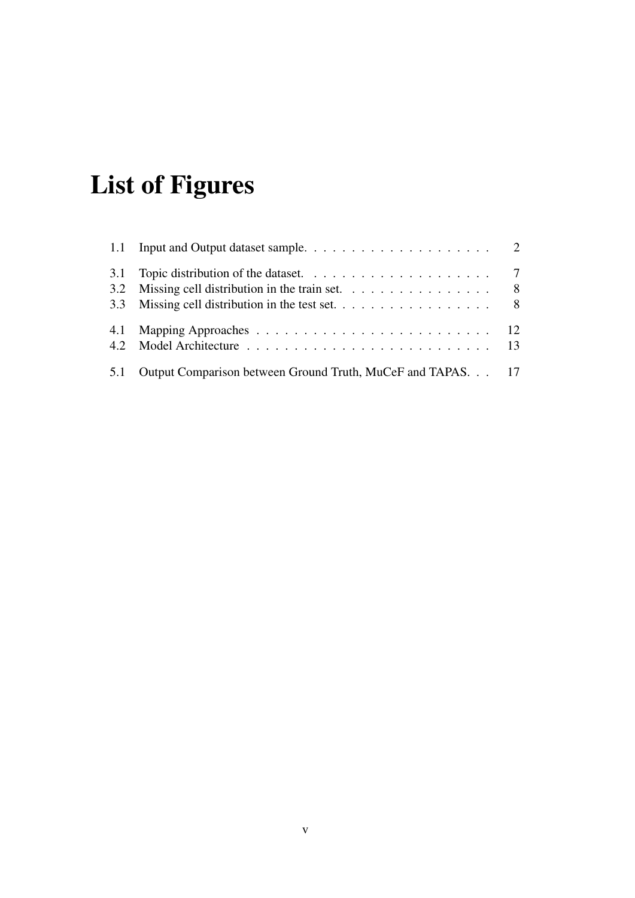# List of Figures

| | | |
|---|---|---|
| 1.1 | Input and Output dataset sample. | 2 |
| 3.1 | Topic distribution of the dataset. | 7 |
| 3.2 | Missing cell distribution in the train set. | 8 |
| 3.3 | Missing cell distribution in the test set. | 8 |
| 4.1 | Mapping Approaches | 12 |
| 4.2 | Model Architecture | 13 |
| 5.1 | Output Comparison between Ground Truth, MuCeF and TAPAS. | 17 |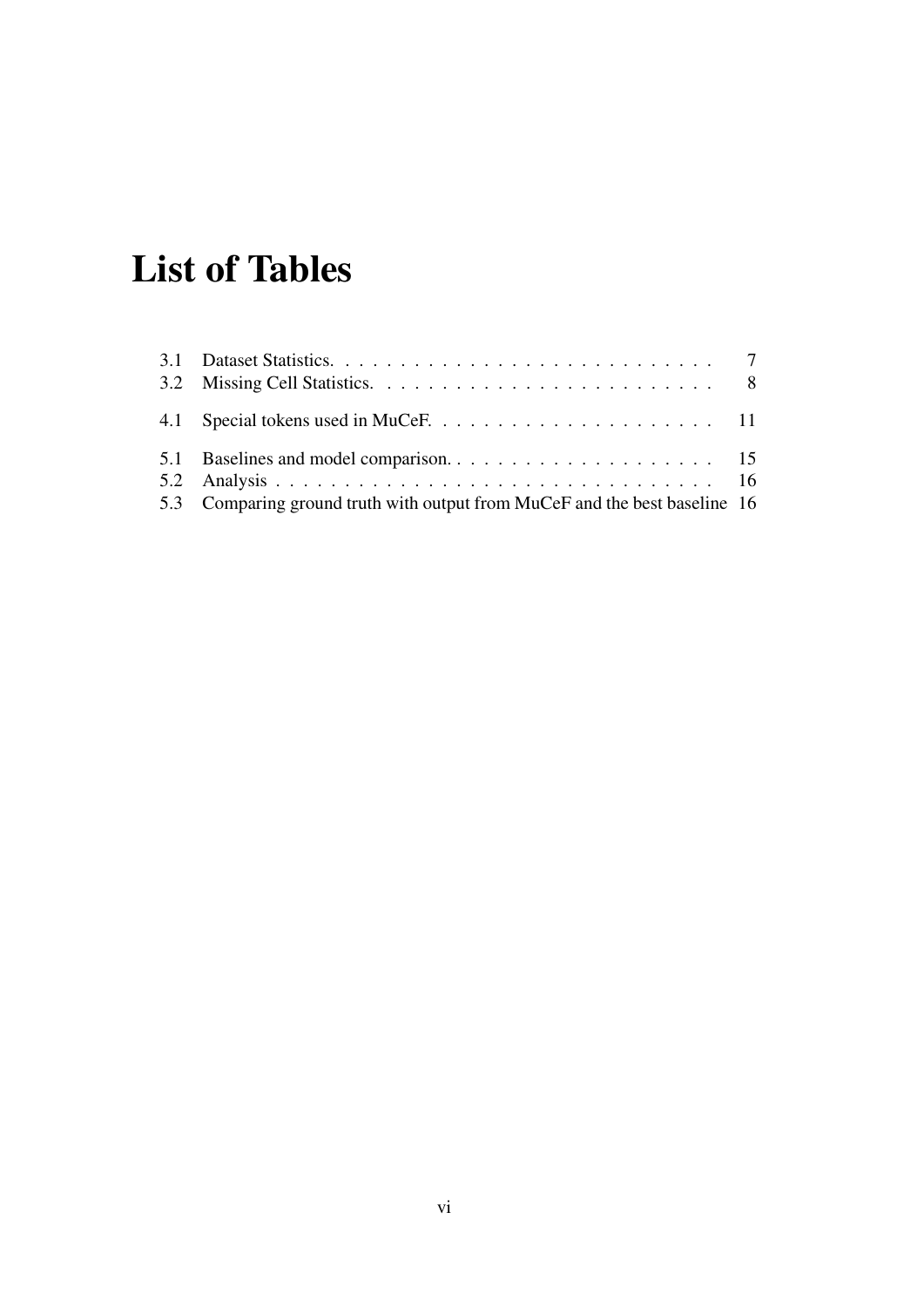# List of Tables

| | | |
|---|---|---|
| 3.1 | Dataset Statistics. | 7 |
| 3.2 | Missing Cell Statistics. | 8 |
| 4.1 | Special tokens used in MuCeF. | 11 |
| 5.1 | Baselines and model comparison. | 15 |
| 5.2 | Analysis | 16 |
| 5.3 | Comparing ground truth with output from MuCeF and the best baseline | 16 |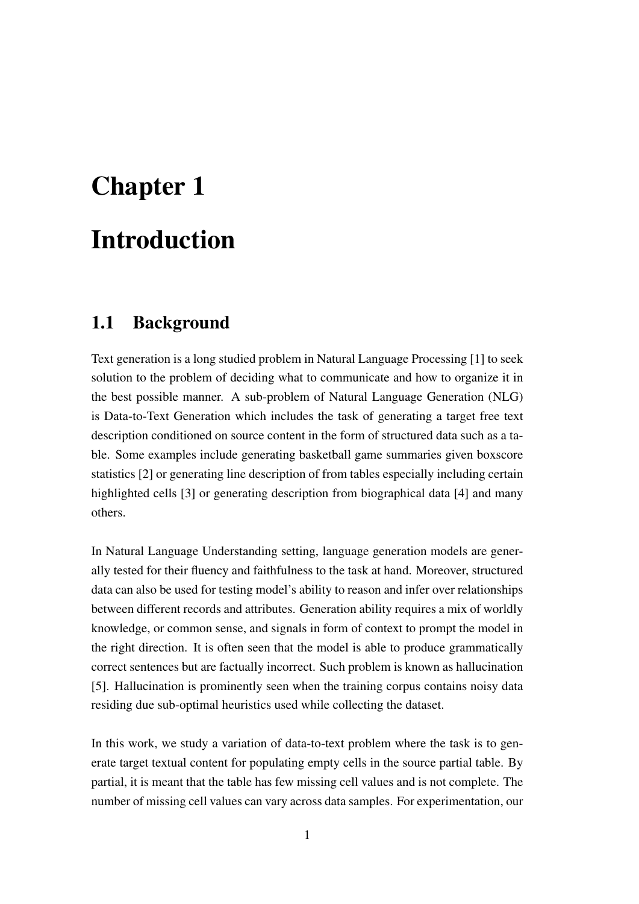# Chapter 1

# Introduction

## 1.1 Background

Text generation is a long studied problem in Natural Language Processing [1] to seek solution to the problem of deciding what to communicate and how to organize it in the best possible manner. A sub-problem of Natural Language Generation (NLG) is Data-to-Text Generation which includes the task of generating a target free text description conditioned on source content in the form of structured data such as a table. Some examples include generating basketball game summaries given boxscore statistics [2] or generating line description of from tables especially including certain highlighted cells [3] or generating description from biographical data [4] and many others.

In Natural Language Understanding setting, language generation models are generally tested for their fluency and faithfulness to the task at hand. Moreover, structured data can also be used for testing model's ability to reason and infer over relationships between different records and attributes. Generation ability requires a mix of worldly knowledge, or common sense, and signals in form of context to prompt the model in the right direction. It is often seen that the model is able to produce grammatically correct sentences but are factually incorrect. Such problem is known as hallucination [5]. Hallucination is prominently seen when the training corpus contains noisy data residing due sub-optimal heuristics used while collecting the dataset.

In this work, we study a variation of data-to-text problem where the task is to generate target textual content for populating empty cells in the source partial table. By partial, it is meant that the table has few missing cell values and is not complete. The number of missing cell values can vary across data samples. For experimentation, our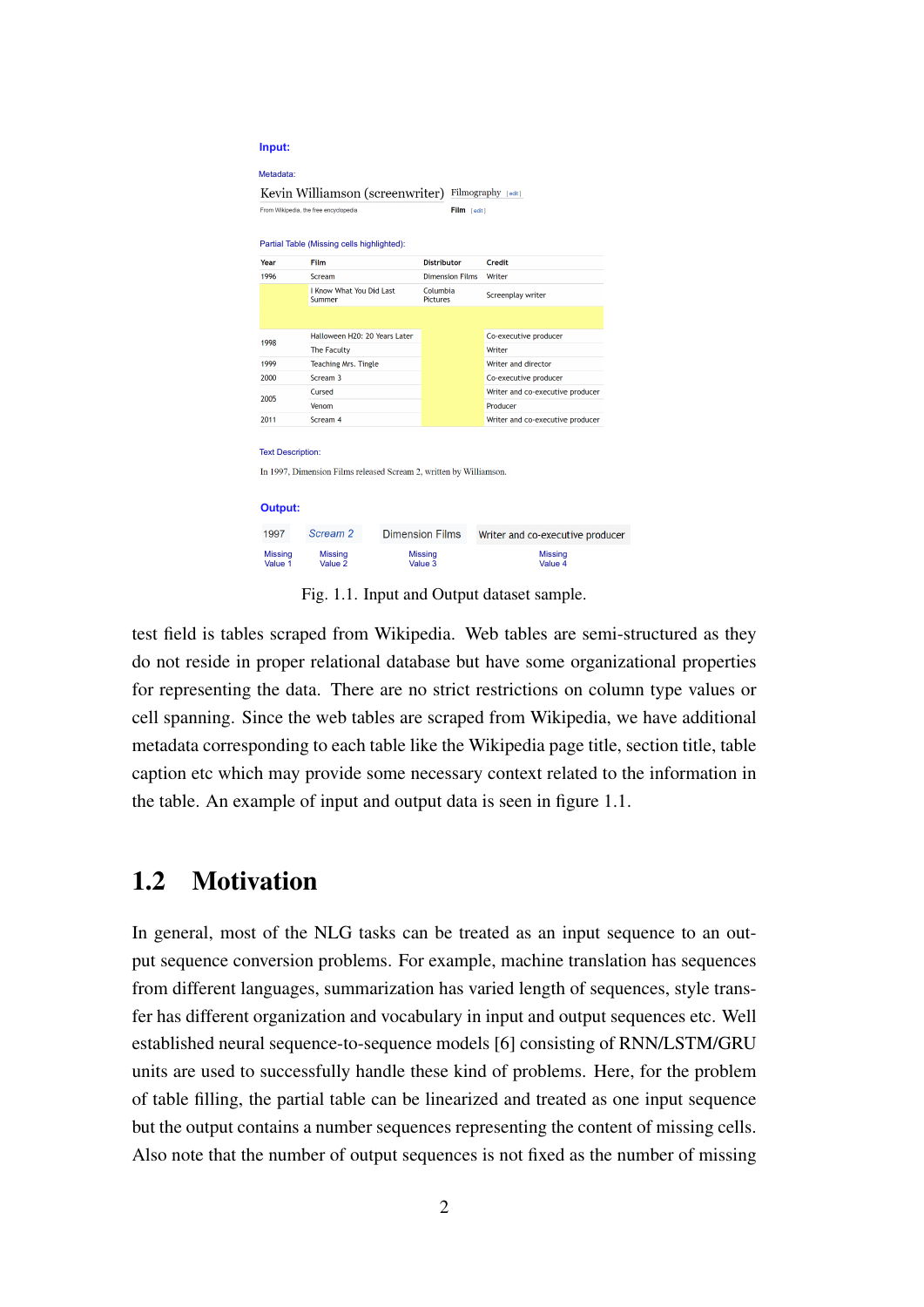**Input:**

Metadata:

Kevin Williamson (screenwriter) Filmography [edit]

From Wikipedia, the free encyclopedia

**Film** [edit]

Partial Table (Missing cells highlighted):

| Year | Film | Distributor | Credit |
| --- | --- | --- | --- |
| 1996 | Scream | Dimension Films | Writer |
| | I Know What You Did Last Summer | Columbia Pictures | Screenplay writer |
| | | | |
| 1998 | Halloween H20: 20 Years Later | | Co-executive producer |
| | The Faculty | | Writer |
| 1999 | Teaching Mrs. Tingle | | Writer and director |
| 2000 | Scream 3 | | Co-executive producer |
| 2005 | Cursed | | Writer and co-executive producer |
| | Venom | | Producer |
| 2011 | Scream 4 | | Writer and co-executive producer |

Text Description:

In 1997, Dimension Films released Scream 2, written by Williamson.

**Output:**

| 1997 | *Scream 2* | Dimension Films | Writer and co-executive producer |
| --- | --- | --- | --- |
| Missing Value 1 | Missing Value 2 | Missing Value 3 | Missing Value 4 |

Fig. 1.1. Input and Output dataset sample.

test field is tables scraped from Wikipedia. Web tables are semi-structured as they do not reside in proper relational database but have some organizational properties for representing the data. There are no strict restrictions on column type values or cell spanning. Since the web tables are scraped from Wikipedia, we have additional metadata corresponding to each table like the Wikipedia page title, section title, table caption etc which may provide some necessary context related to the information in the table. An example of input and output data is seen in figure 1.1.

## 1.2 Motivation

In general, most of the NLG tasks can be treated as an input sequence to an output sequence conversion problems. For example, machine translation has sequences from different languages, summarization has varied length of sequences, style transfer has different organization and vocabulary in input and output sequences etc. Well established neural sequence-to-sequence models [6] consisting of RNN/LSTM/GRU units are used to successfully handle these kind of problems. Here, for the problem of table filling, the partial table can be linearized and treated as one input sequence but the output contains a number sequences representing the content of missing cells. Also note that the number of output sequences is not fixed as the number of missing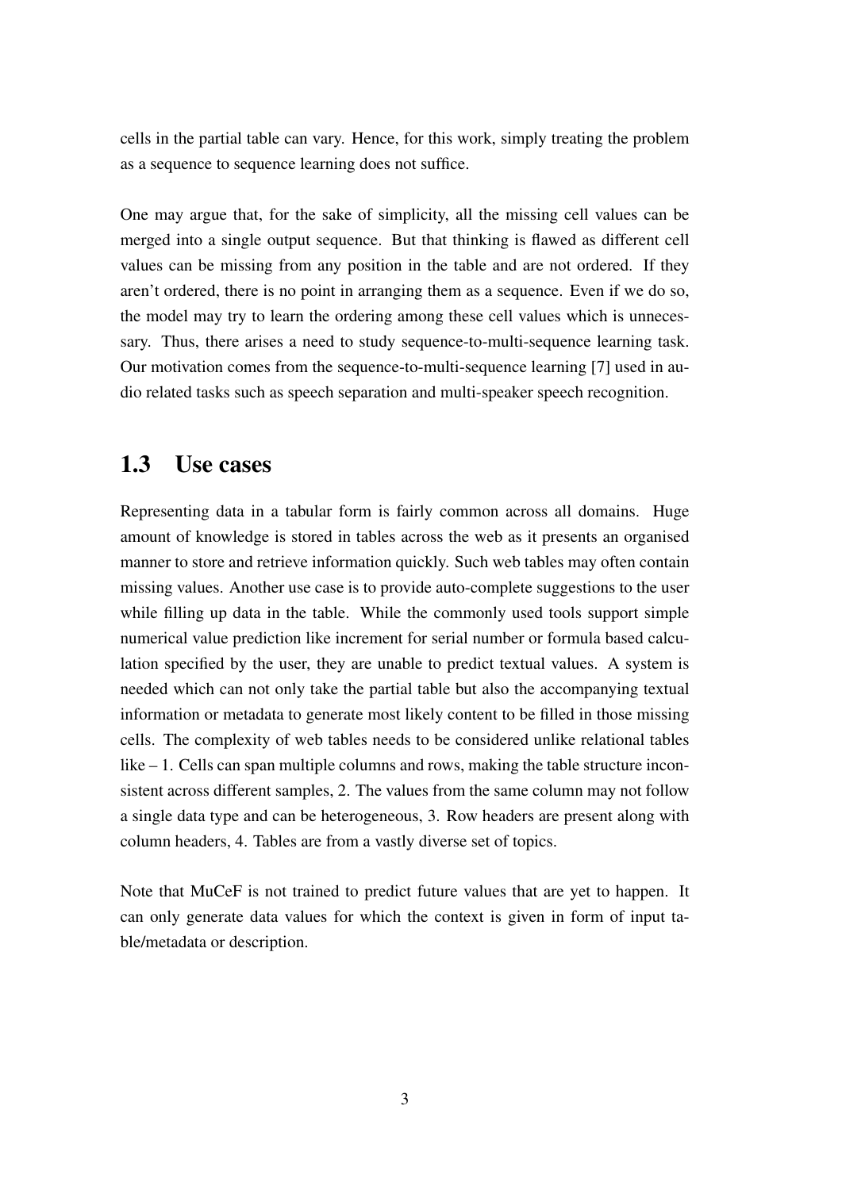cells in the partial table can vary. Hence, for this work, simply treating the problem as a sequence to sequence learning does not suffice.

One may argue that, for the sake of simplicity, all the missing cell values can be merged into a single output sequence. But that thinking is flawed as different cell values can be missing from any position in the table and are not ordered. If they aren't ordered, there is no point in arranging them as a sequence. Even if we do so, the model may try to learn the ordering among these cell values which is unnecessary. Thus, there arises a need to study sequence-to-multi-sequence learning task. Our motivation comes from the sequence-to-multi-sequence learning [7] used in audio related tasks such as speech separation and multi-speaker speech recognition.

## 1.3 Use cases

Representing data in a tabular form is fairly common across all domains. Huge amount of knowledge is stored in tables across the web as it presents an organised manner to store and retrieve information quickly. Such web tables may often contain missing values. Another use case is to provide auto-complete suggestions to the user while filling up data in the table. While the commonly used tools support simple numerical value prediction like increment for serial number or formula based calculation specified by the user, they are unable to predict textual values. A system is needed which can not only take the partial table but also the accompanying textual information or metadata to generate most likely content to be filled in those missing cells. The complexity of web tables needs to be considered unlike relational tables like – 1. Cells can span multiple columns and rows, making the table structure inconsistent across different samples, 2. The values from the same column may not follow a single data type and can be heterogeneous, 3. Row headers are present along with column headers, 4. Tables are from a vastly diverse set of topics.

Note that MuCeF is not trained to predict future values that are yet to happen. It can only generate data values for which the context is given in form of input table/metadata or description.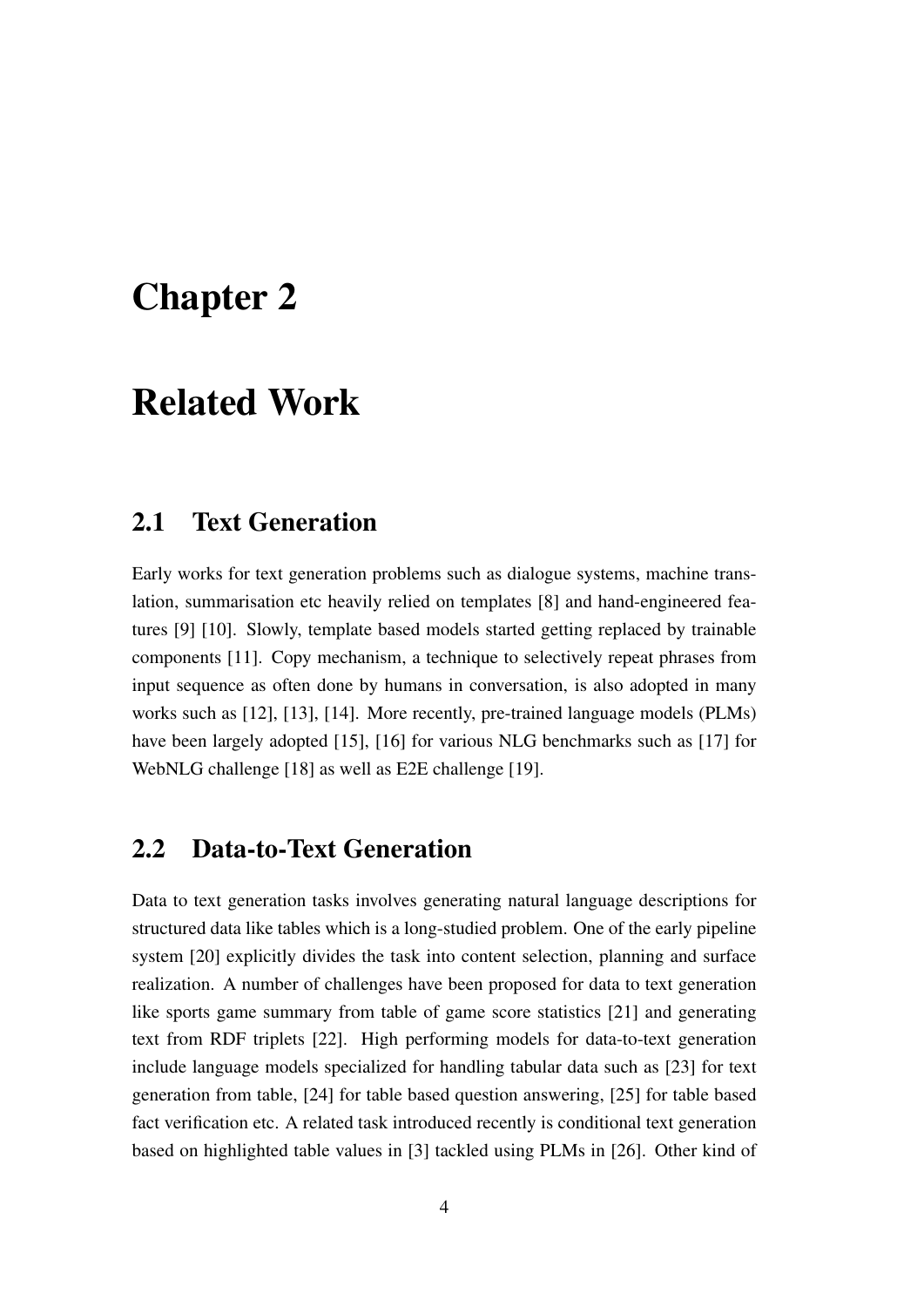# Chapter 2

# Related Work

## 2.1 Text Generation

Early works for text generation problems such as dialogue systems, machine translation, summarisation etc heavily relied on templates [8] and hand-engineered features [9] [10]. Slowly, template based models started getting replaced by trainable components [11]. Copy mechanism, a technique to selectively repeat phrases from input sequence as often done by humans in conversation, is also adopted in many works such as [12], [13], [14]. More recently, pre-trained language models (PLMs) have been largely adopted [15], [16] for various NLG benchmarks such as [17] for WebNLG challenge [18] as well as E2E challenge [19].

## 2.2 Data-to-Text Generation

Data to text generation tasks involves generating natural language descriptions for structured data like tables which is a long-studied problem. One of the early pipeline system [20] explicitly divides the task into content selection, planning and surface realization. A number of challenges have been proposed for data to text generation like sports game summary from table of game score statistics [21] and generating text from RDF triplets [22]. High performing models for data-to-text generation include language models specialized for handling tabular data such as [23] for text generation from table, [24] for table based question answering, [25] for table based fact verification etc. A related task introduced recently is conditional text generation based on highlighted table values in [3] tackled using PLMs in [26]. Other kind of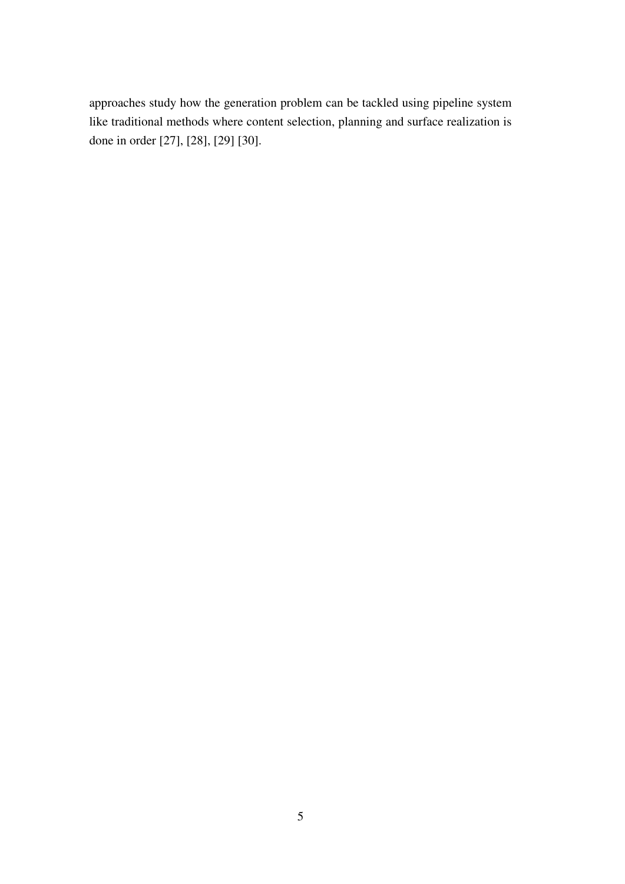approaches study how the generation problem can be tackled using pipeline system like traditional methods where content selection, planning and surface realization is done in order [27], [28], [29] [30].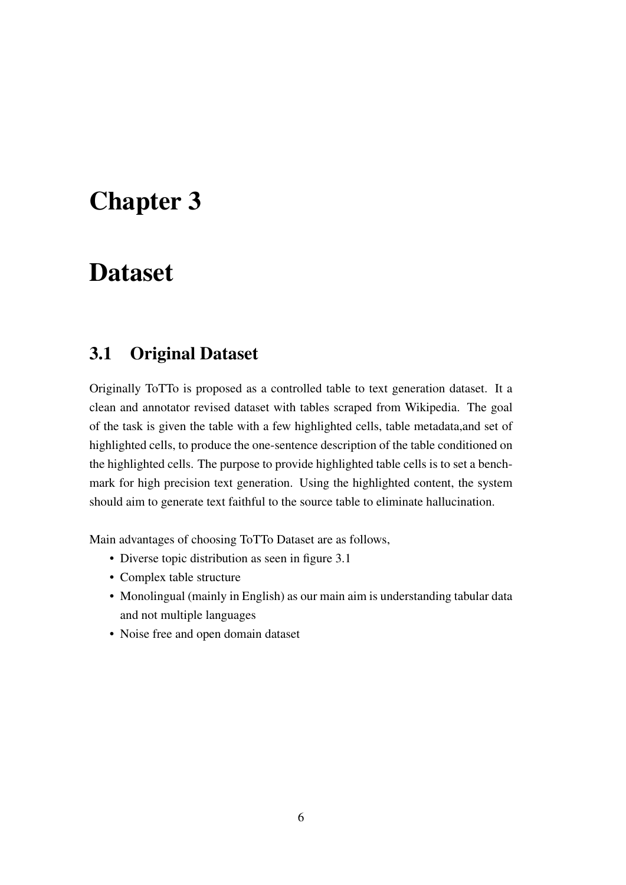# Chapter 3

# Dataset

## 3.1 Original Dataset

Originally ToTTo is proposed as a controlled table to text generation dataset. It a clean and annotator revised dataset with tables scraped from Wikipedia. The goal of the task is given the table with a few highlighted cells, table metadata,and set of highlighted cells, to produce the one-sentence description of the table conditioned on the highlighted cells. The purpose to provide highlighted table cells is to set a benchmark for high precision text generation. Using the highlighted content, the system should aim to generate text faithful to the source table to eliminate hallucination.

Main advantages of choosing ToTTo Dataset are as follows,

- Diverse topic distribution as seen in figure 3.1
- Complex table structure
- Monolingual (mainly in English) as our main aim is understanding tabular data and not multiple languages
- Noise free and open domain dataset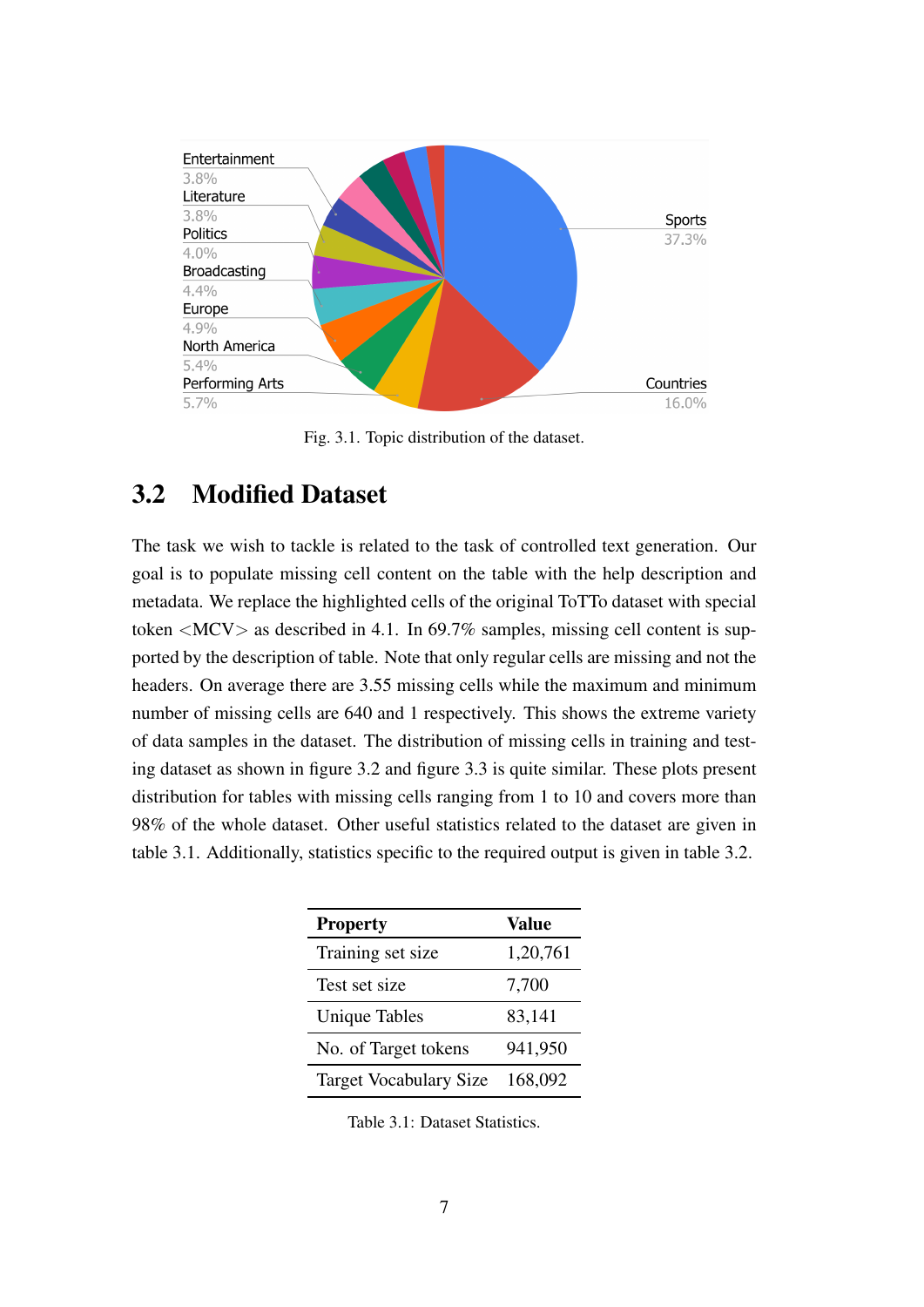Fig. 3.1. Topic distribution of the dataset.

## 3.2 Modified Dataset

The task we wish to tackle is related to the task of controlled text generation. Our goal is to populate missing cell content on the table with the help description and metadata. We replace the highlighted cells of the original ToTTo dataset with special token <MCV> as described in 4.1. In 69.7% samples, missing cell content is supported by the description of table. Note that only regular cells are missing and not the headers. On average there are 3.55 missing cells while the maximum and minimum number of missing cells are 640 and 1 respectively. This shows the extreme variety of data samples in the dataset. The distribution of missing cells in training and testing dataset as shown in figure 3.2 and figure 3.3 is quite similar. These plots present distribution for tables with missing cells ranging from 1 to 10 and covers more than 98% of the whole dataset. Other useful statistics related to the dataset are given in table 3.1. Additionally, statistics specific to the required output is given in table 3.2.

| **Property** | **Value** |
|---|---|
| Training set size | 1,20,761 |
| Test set size | 7,700 |
| Unique Tables | 83,141 |
| No. of Target tokens | 941,950 |
| Target Vocabulary Size | 168,092 |

Table 3.1: Dataset Statistics.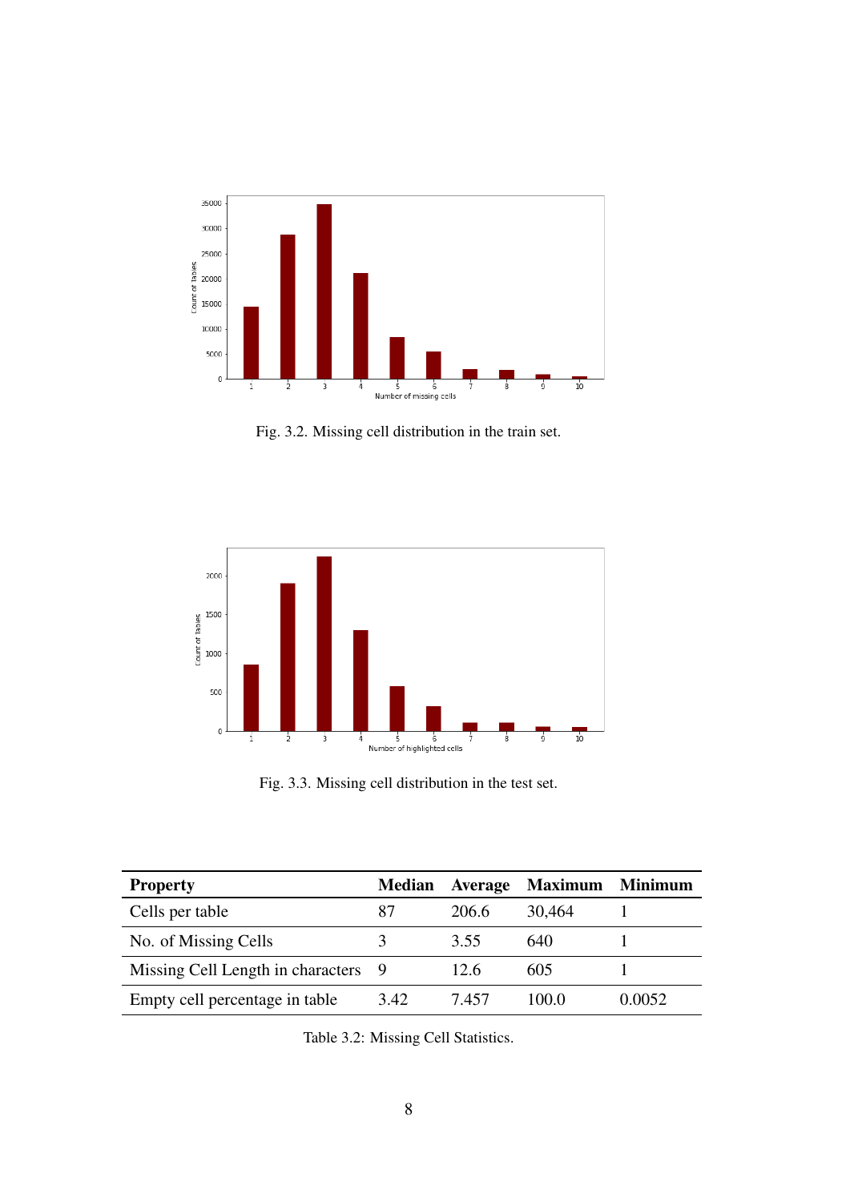Fig. 3.2. Missing cell distribution in the train set.

Fig. 3.3. Missing cell distribution in the test set.

| Property | Median | Average | Maximum | Minimum |
|---|---|---|---|---|
| Cells per table | 87 | 206.6 | 30,464 | 1 |
| No. of Missing Cells | 3 | 3.55 | 640 | 1 |
| Missing Cell Length in characters | 9 | 12.6 | 605 | 1 |
| Empty cell percentage in table | 3.42 | 7.457 | 100.0 | 0.0052 |

Table 3.2: Missing Cell Statistics.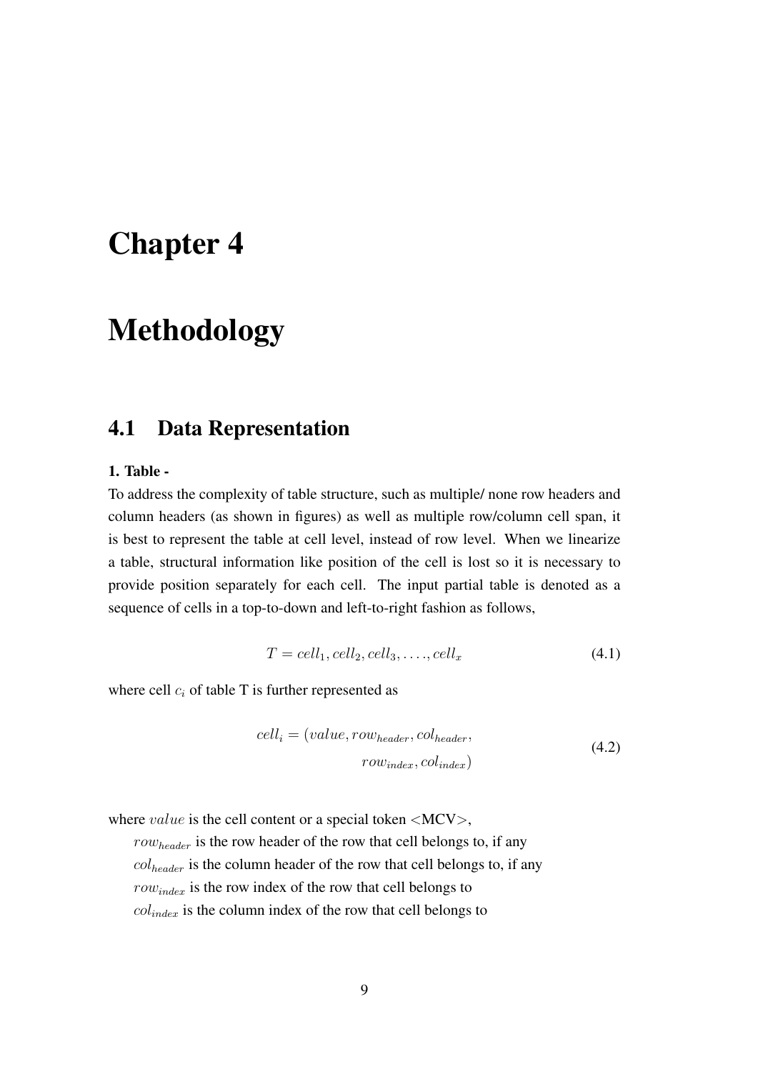# Chapter 4

# Methodology

## 4.1 Data Representation

**1. Table -**

To address the complexity of table structure, such as multiple/ none row headers and column headers (as shown in figures) as well as multiple row/column cell span, it is best to represent the table at cell level, instead of row level. When we linearize a table, structural information like position of the cell is lost so it is necessary to provide position separately for each cell. The input partial table is denoted as a sequence of cells in a top-to-down and left-to-right fashion as follows,

$$T = cell_1, cell_2, cell_3, \ldots, cell_x \tag{4.1}$$

where cell $c_i$ of table T is further represented as

$$\begin{aligned} cell_i = (&value, row_{header}, col_{header}, \\ &row_{index}, col_{index}) \end{aligned} \tag{4.2}$$

where $value$ is the cell content or a special token <MCV>,

$row_{header}$ is the row header of the row that cell belongs to, if any

$col_{header}$ is the column header of the row that cell belongs to, if any

$row_{index}$ is the row index of the row that cell belongs to

$col_{index}$ is the column index of the row that cell belongs to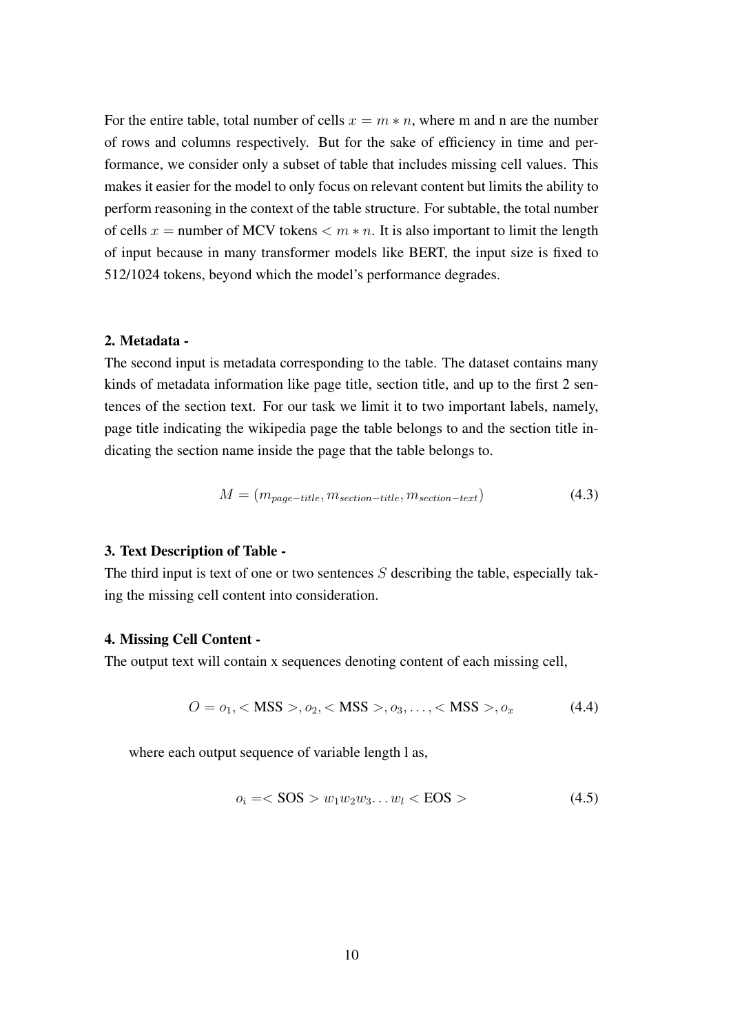For the entire table, total number of cells $x = m * n$, where m and n are the number of rows and columns respectively. But for the sake of efficiency in time and performance, we consider only a subset of table that includes missing cell values. This makes it easier for the model to only focus on relevant content but limits the ability to perform reasoning in the context of the table structure. For subtable, the total number of cells $x =$ number of MCV tokens $< m * n$. It is also important to limit the length of input because in many transformer models like BERT, the input size is fixed to 512/1024 tokens, beyond which the model's performance degrades.

**2. Metadata -**

The second input is metadata corresponding to the table. The dataset contains many kinds of metadata information like page title, section title, and up to the first 2 sentences of the section text. For our task we limit it to two important labels, namely, page title indicating the wikipedia page the table belongs to and the section title indicating the section name inside the page that the table belongs to.

$$M = (m_{page-title}, m_{section-title}, m_{section-text}) \tag{4.3}$$

**3. Text Description of Table -**

The third input is text of one or two sentences $S$ describing the table, especially taking the missing cell content into consideration.

**4. Missing Cell Content -**

The output text will contain x sequences denoting content of each missing cell,

$$O = o_1, <\text{MSS}>, o_2, <\text{MSS}>, o_3, \ldots, <\text{MSS}>, o_x \tag{4.4}$$

where each output sequence of variable length l as,

$$o_i = <\text{SOS}> w_1 w_2 w_3 \ldots w_l <\text{EOS}> \tag{4.5}$$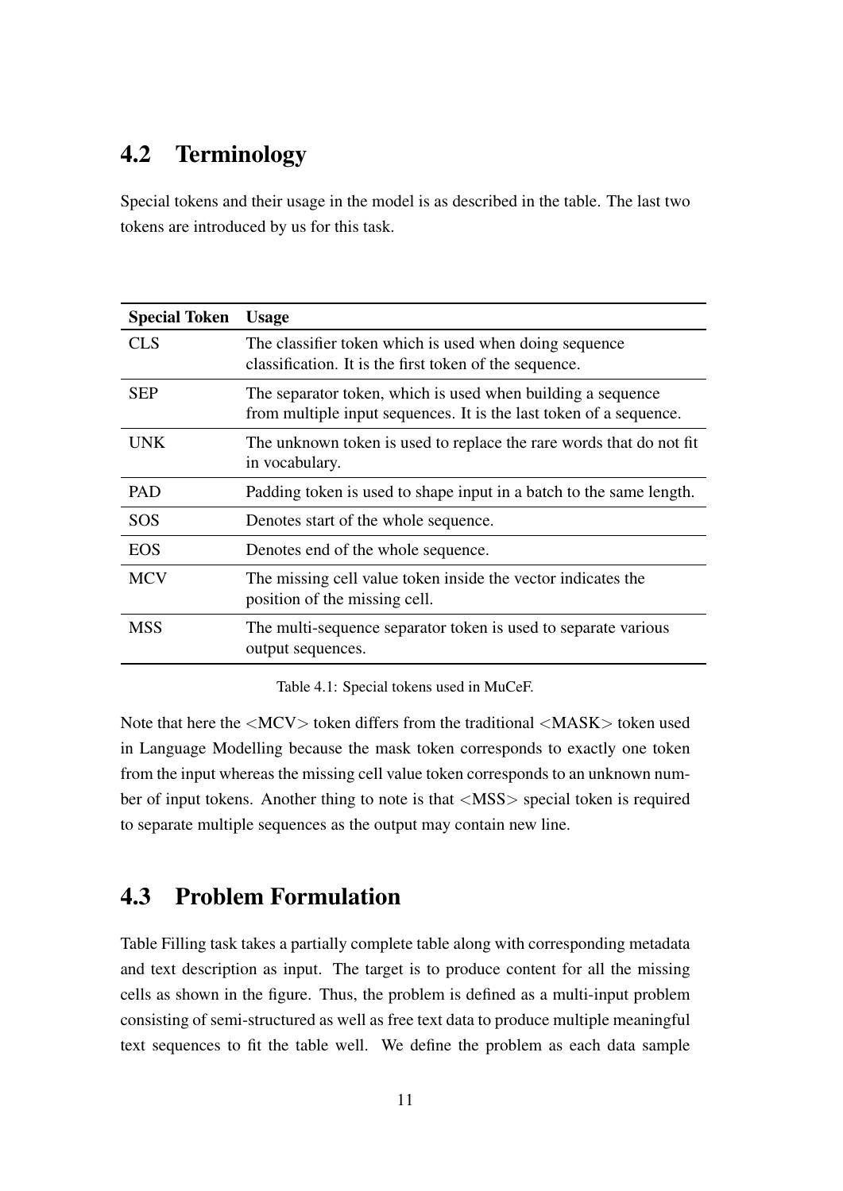## 4.2 Terminology

Special tokens and their usage in the model is as described in the table. The last two tokens are introduced by us for this task.

| **Special Token** | **Usage** |
|---|---|
| CLS | The classifier token which is used when doing sequence classification. It is the first token of the sequence. |
| SEP | The separator token, which is used when building a sequence from multiple input sequences. It is the last token of a sequence. |
| UNK | The unknown token is used to replace the rare words that do not fit in vocabulary. |
| PAD | Padding token is used to shape input in a batch to the same length. |
| SOS | Denotes start of the whole sequence. |
| EOS | Denotes end of the whole sequence. |
| MCV | The missing cell value token inside the vector indicates the position of the missing cell. |
| MSS | The multi-sequence separator token is used to separate various output sequences. |

Table 4.1: Special tokens used in MuCeF.

Note that here the <MCV> token differs from the traditional <MASK> token used in Language Modelling because the mask token corresponds to exactly one token from the input whereas the missing cell value token corresponds to an unknown number of input tokens. Another thing to note is that <MSS> special token is required to separate multiple sequences as the output may contain new line.

## 4.3 Problem Formulation

Table Filling task takes a partially complete table along with corresponding metadata and text description as input. The target is to produce content for all the missing cells as shown in the figure. Thus, the problem is defined as a multi-input problem consisting of semi-structured as well as free text data to produce multiple meaningful text sequences to fit the table well. We define the problem as each data sample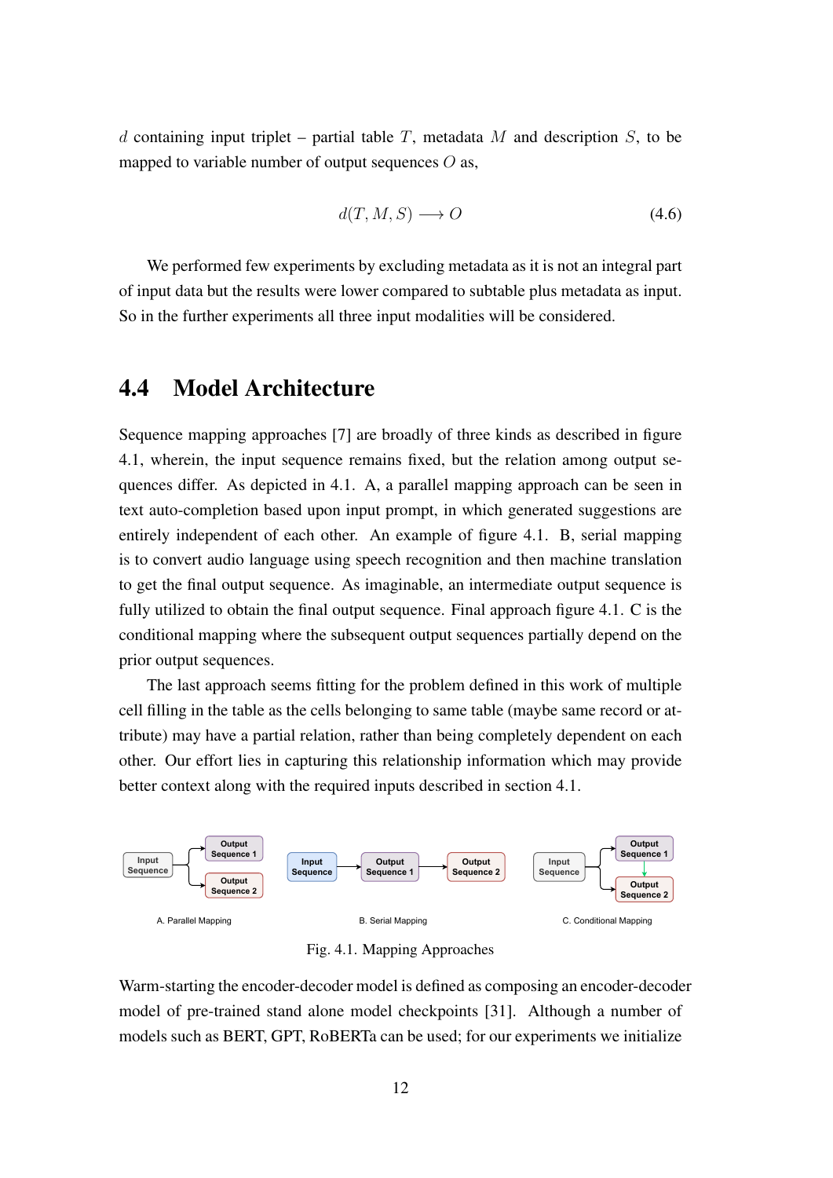$d$ containing input triplet – partial table $T$, metadata $M$ and description $S$, to be mapped to variable number of output sequences $O$ as,

$$d(T, M, S) \longrightarrow O \tag{4.6}$$

We performed few experiments by excluding metadata as it is not an integral part of input data but the results were lower compared to subtable plus metadata as input. So in the further experiments all three input modalities will be considered.

## 4.4 Model Architecture

Sequence mapping approaches [7] are broadly of three kinds as described in figure 4.1, wherein, the input sequence remains fixed, but the relation among output sequences differ. As depicted in 4.1. A, a parallel mapping approach can be seen in text auto-completion based upon input prompt, in which generated suggestions are entirely independent of each other. An example of figure 4.1. B, serial mapping is to convert audio language using speech recognition and then machine translation to get the final output sequence. As imaginable, an intermediate output sequence is fully utilized to obtain the final output sequence. Final approach figure 4.1. C is the conditional mapping where the subsequent output sequences partially depend on the prior output sequences.

The last approach seems fitting for the problem defined in this work of multiple cell filling in the table as the cells belonging to same table (maybe same record or attribute) may have a partial relation, rather than being completely dependent on each other. Our effort lies in capturing this relationship information which may provide better context along with the required inputs described in section 4.1.

Fig. 4.1. Mapping Approaches

Warm-starting the encoder-decoder model is defined as composing an encoder-decoder model of pre-trained stand alone model checkpoints [31]. Although a number of models such as BERT, GPT, RoBERTa can be used; for our experiments we initialize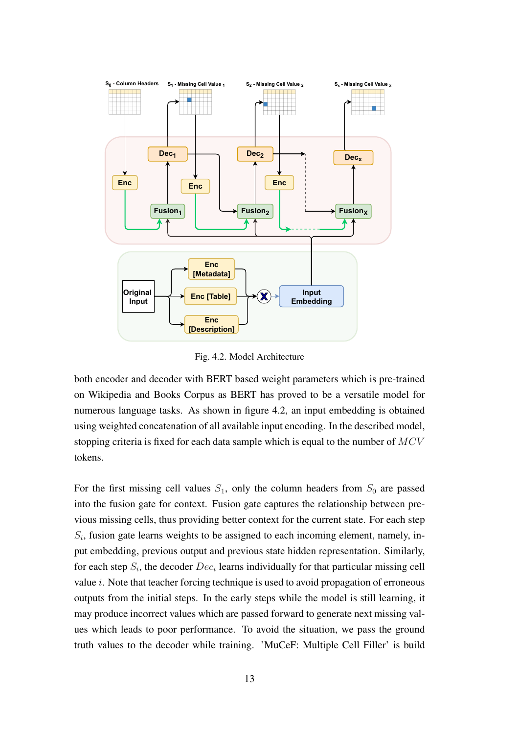Fig. 4.2. Model Architecture

both encoder and decoder with BERT based weight parameters which is pre-trained on Wikipedia and Books Corpus as BERT has proved to be a versatile model for numerous language tasks. As shown in figure 4.2, an input embedding is obtained using weighted concatenation of all available input encoding. In the described model, stopping criteria is fixed for each data sample which is equal to the number of $MCV$ tokens.

For the first missing cell values $S_1$, only the column headers from $S_0$ are passed into the fusion gate for context. Fusion gate captures the relationship between previous missing cells, thus providing better context for the current state. For each step $S_i$, fusion gate learns weights to be assigned to each incoming element, namely, input embedding, previous output and previous state hidden representation. Similarly, for each step $S_i$, the decoder $Dec_i$ learns individually for that particular missing cell value $i$. Note that teacher forcing technique is used to avoid propagation of erroneous outputs from the initial steps. In the early steps while the model is still learning, it may produce incorrect values which are passed forward to generate next missing values which leads to poor performance. To avoid the situation, we pass the ground truth values to the decoder while training. 'MuCeF: Multiple Cell Filler' is build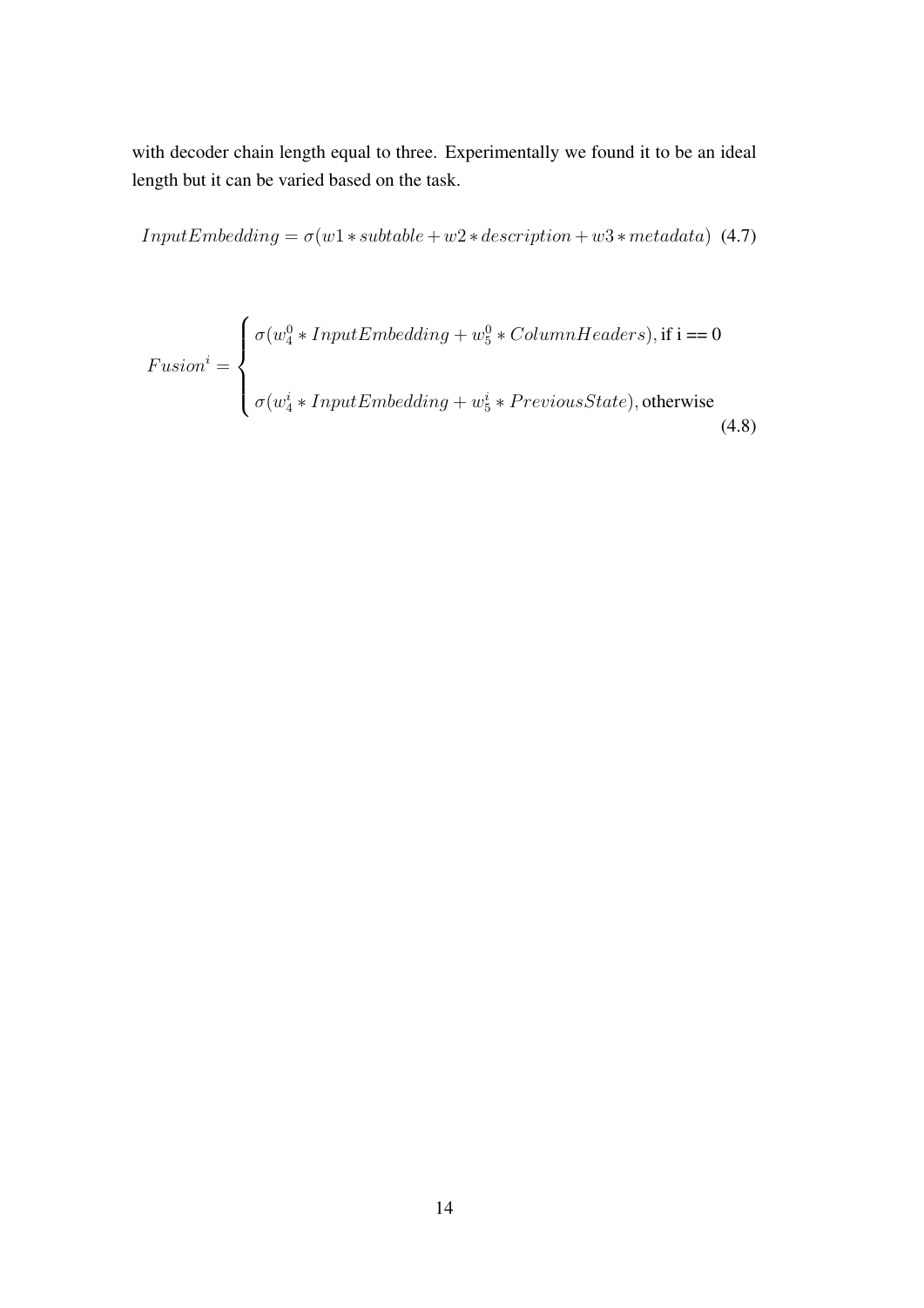with decoder chain length equal to three. Experimentally we found it to be an ideal length but it can be varied based on the task.

$$InputEmbedding = \sigma(w1 * subtable + w2 * description + w3 * metadata) \tag{4.7}$$

$$Fusion^i = \begin{cases} \sigma(w_4^0 * InputEmbedding + w_5^0 * ColumnHeaders), \text{if i == 0} \\ \\ \sigma(w_4^i * InputEmbedding + w_5^i * PreviousState), \text{otherwise} \end{cases} \tag{4.8}$$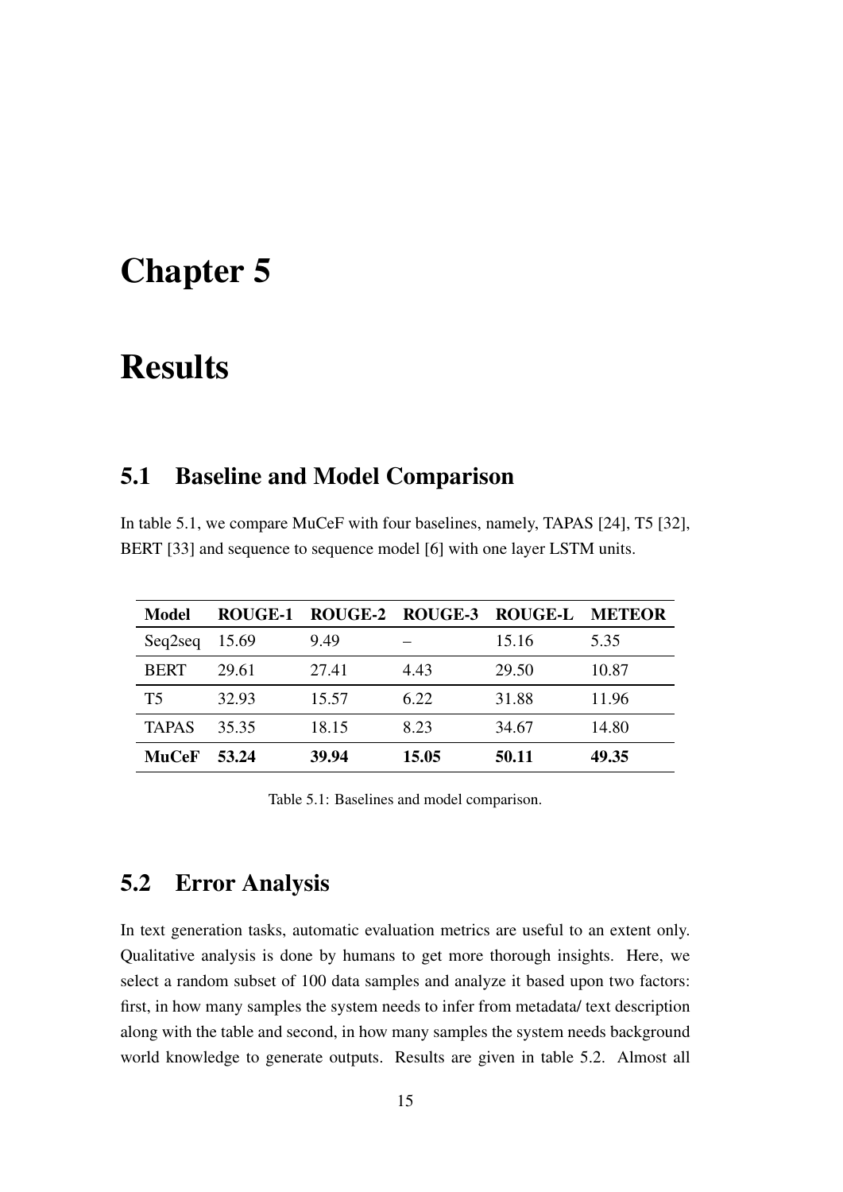# Chapter 5

# Results

## 5.1 Baseline and Model Comparison

In table 5.1, we compare MuCeF with four baselines, namely, TAPAS [24], T5 [32], BERT [33] and sequence to sequence model [6] with one layer LSTM units.

| **Model** | **ROUGE-1** | **ROUGE-2** | **ROUGE-3** | **ROUGE-L** | **METEOR** |
|---|---|---|---|---|---|
| Seq2seq | 15.69 | 9.49 | – | 15.16 | 5.35 |
| BERT | 29.61 | 27.41 | 4.43 | 29.50 | 10.87 |
| T5 | 32.93 | 15.57 | 6.22 | 31.88 | 11.96 |
| TAPAS | 35.35 | 18.15 | 8.23 | 34.67 | 14.80 |
| **MuCeF** | **53.24** | **39.94** | **15.05** | **50.11** | **49.35** |

Table 5.1: Baselines and model comparison.

## 5.2 Error Analysis

In text generation tasks, automatic evaluation metrics are useful to an extent only. Qualitative analysis is done by humans to get more thorough insights. Here, we select a random subset of 100 data samples and analyze it based upon two factors: first, in how many samples the system needs to infer from metadata/ text description along with the table and second, in how many samples the system needs background world knowledge to generate outputs. Results are given in table 5.2. Almost all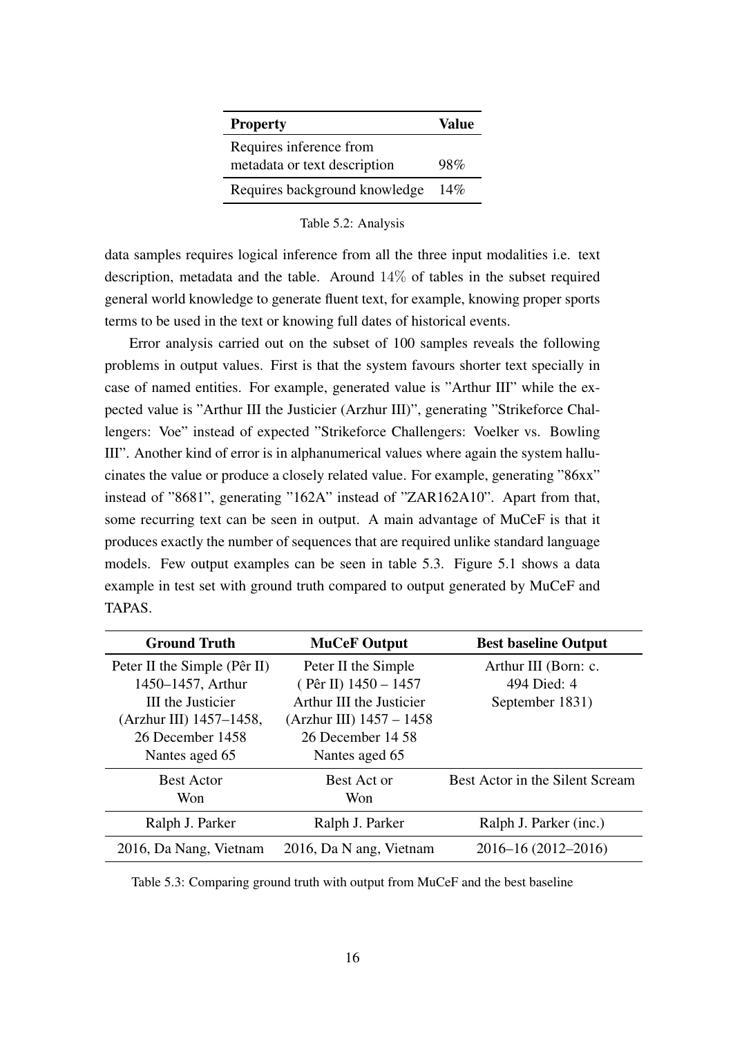| Property | Value |
|---|---|
| Requires inference from metadata or text description | 98% |
| Requires background knowledge | 14% |

Table 5.2: Analysis

data samples requires logical inference from all the three input modalities i.e. text description, metadata and the table. Around 14% of tables in the subset required general world knowledge to generate fluent text, for example, knowing proper sports terms to be used in the text or knowing full dates of historical events.

Error analysis carried out on the subset of 100 samples reveals the following problems in output values. First is that the system favours shorter text specially in case of named entities. For example, generated value is "Arthur III" while the expected value is "Arthur III the Justicier (Arzhur III)", generating "Strikeforce Challengers: Voe" instead of expected "Strikeforce Challengers: Voelker vs. Bowling III". Another kind of error is in alphanumerical values where again the system hallucinates the value or produce a closely related value. For example, generating "86xx" instead of "8681", generating "162A" instead of "ZAR162A10". Apart from that, some recurring text can be seen in output. A main advantage of MuCeF is that it produces exactly the number of sequences that are required unlike standard language models. Few output examples can be seen in table 5.3. Figure 5.1 shows a data example in test set with ground truth compared to output generated by MuCeF and TAPAS.

| Ground Truth | MuCeF Output | Best baseline Output |
|---|---|---|
| Peter II the Simple (Pêr II) 1450–1457, Arthur III the Justicier (Arzhur III) 1457–1458, 26 December 1458 Nantes aged 65 | Peter II the Simple ( Pêr II) 1450 – 1457 Arthur III the Justicier (Arzhur III) 1457 – 1458 26 December 14 58 Nantes aged 65 | Arthur III (Born: c. 494 Died: 4 September 1831) |
| Best Actor Won | Best Act or Won | Best Actor in the Silent Scream |
| Ralph J. Parker | Ralph J. Parker | Ralph J. Parker (inc.) |
| 2016, Da Nang, Vietnam | 2016, Da N ang, Vietnam | 2016–16 (2012–2016) |

Table 5.3: Comparing ground truth with output from MuCeF and the best baseline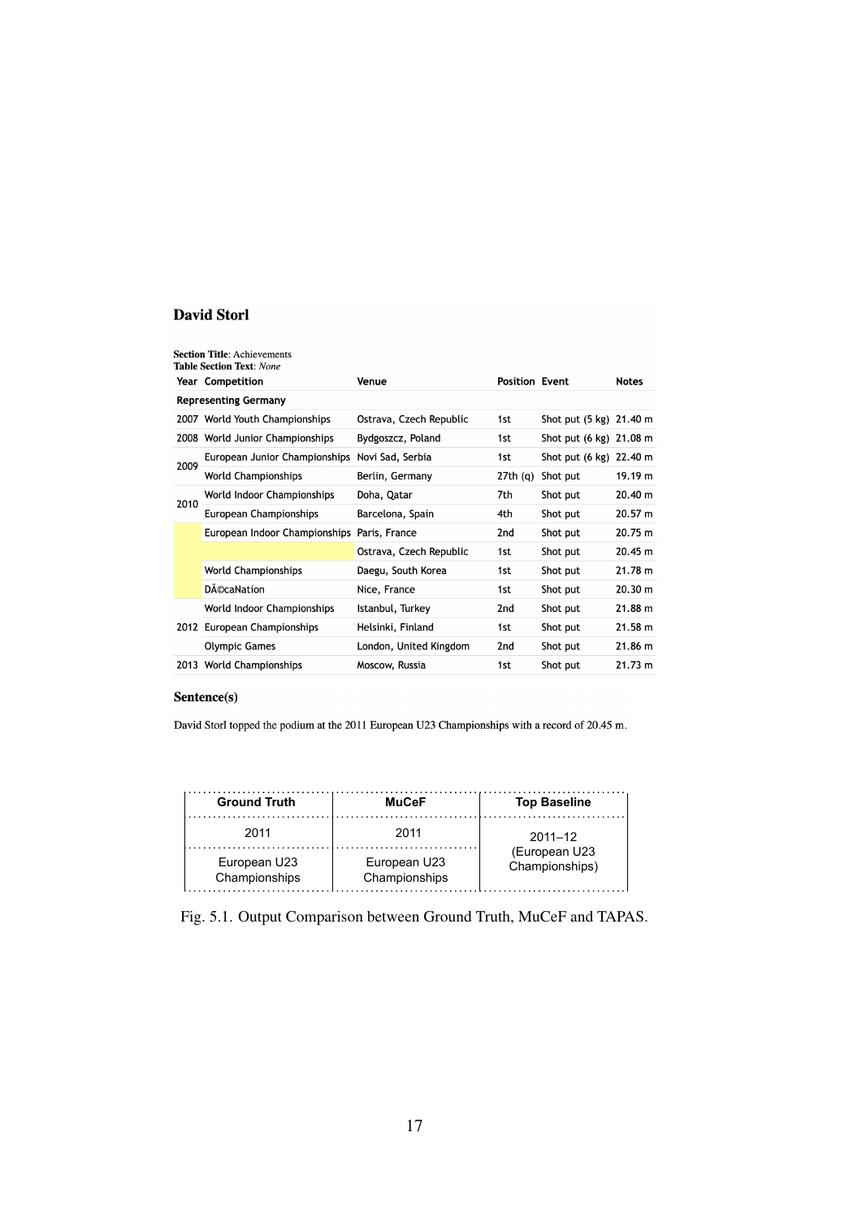**David Storl**

**Section Title**: Achievements
**Table Section Text**: *None*

| Year | Competition | Venue | Position | Event | Notes |
|---|---|---|---|---|---|
| **Representing Germany** | | | | | |
| 2007 | World Youth Championships | Ostrava, Czech Republic | 1st | Shot put (5 kg) | 21.40 m |
| 2008 | World Junior Championships | Bydgoszcz, Poland | 1st | Shot put (6 kg) | 21.08 m |
| 2009 | European Junior Championships | Novi Sad, Serbia | 1st | Shot put (6 kg) | 22.40 m |
| | World Championships | Berlin, Germany | 27th (q) | Shot put | 19.19 m |
| 2010 | World Indoor Championships | Doha, Qatar | 7th | Shot put | 20.40 m |
| | European Championships | Barcelona, Spain | 4th | Shot put | 20.57 m |
| | European Indoor Championships | Paris, France | 2nd | Shot put | 20.75 m |
| | | Ostrava, Czech Republic | 1st | Shot put | 20.45 m |
| | World Championships | Daegu, South Korea | 1st | Shot put | 21.78 m |
| | DÃ©caNation | Nice, France | 1st | Shot put | 20.30 m |
| 2012 | World Indoor Championships | Istanbul, Turkey | 2nd | Shot put | 21.88 m |
| | European Championships | Helsinki, Finland | 1st | Shot put | 21.58 m |
| | Olympic Games | London, United Kingdom | 2nd | Shot put | 21.86 m |
| 2013 | World Championships | Moscow, Russia | 1st | Shot put | 21.73 m |

**Sentence(s)**

David Storl topped the podium at the 2011 European U23 Championships with a record of 20.45 m.

| Ground Truth | MuCeF | Top Baseline |
|---|---|---|
| 2011 | 2011 | 2011–12 (European U23 Championships) |
| European U23 Championships | European U23 Championships | |

Fig. 5.1. Output Comparison between Ground Truth, MuCeF and TAPAS.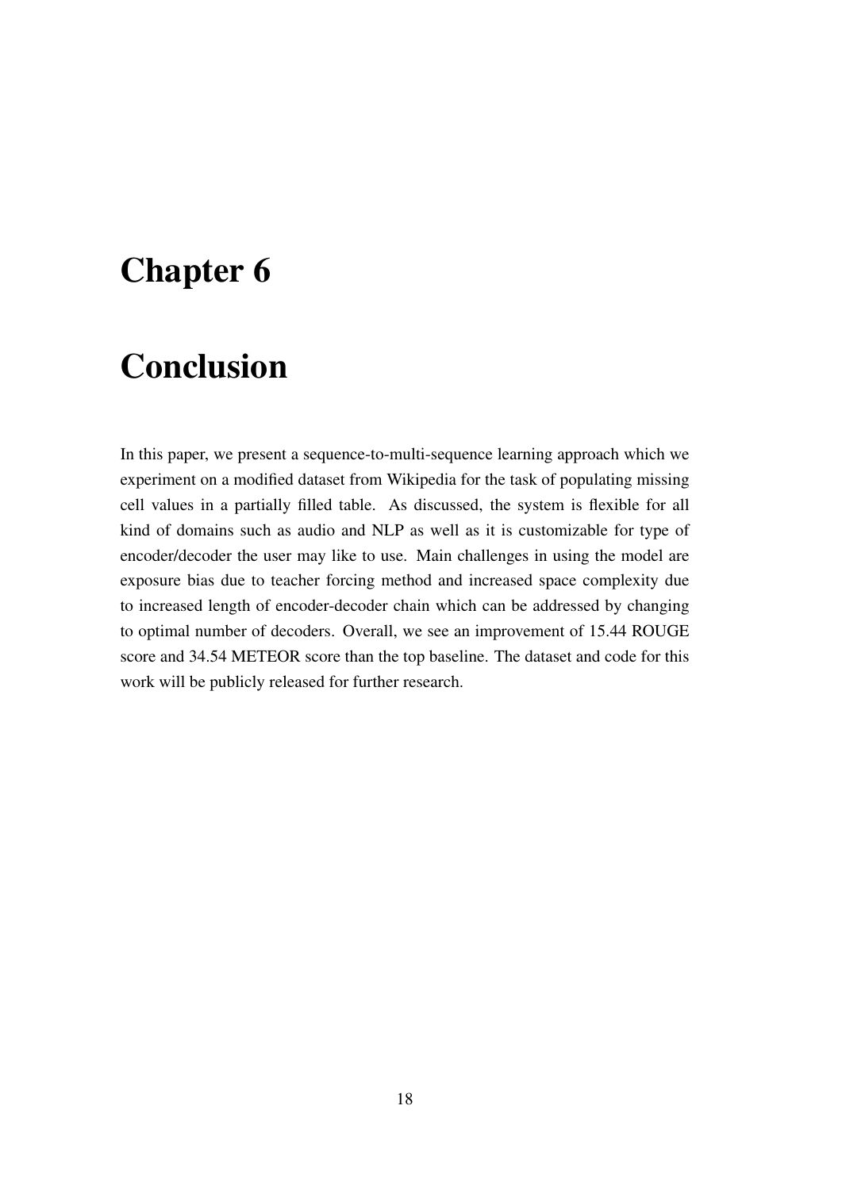# Chapter 6

# Conclusion

In this paper, we present a sequence-to-multi-sequence learning approach which we experiment on a modified dataset from Wikipedia for the task of populating missing cell values in a partially filled table. As discussed, the system is flexible for all kind of domains such as audio and NLP as well as it is customizable for type of encoder/decoder the user may like to use. Main challenges in using the model are exposure bias due to teacher forcing method and increased space complexity due to increased length of encoder-decoder chain which can be addressed by changing to optimal number of decoders. Overall, we see an improvement of 15.44 ROUGE score and 34.54 METEOR score than the top baseline. The dataset and code for this work will be publicly released for further research.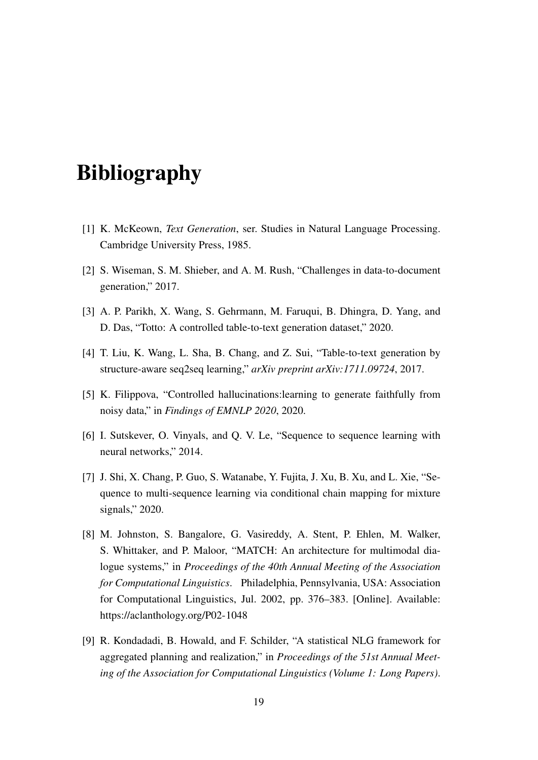# Bibliography

[1] K. McKeown, *Text Generation*, ser. Studies in Natural Language Processing. Cambridge University Press, 1985.

[2] S. Wiseman, S. M. Shieber, and A. M. Rush, "Challenges in data-to-document generation," 2017.

[3] A. P. Parikh, X. Wang, S. Gehrmann, M. Faruqui, B. Dhingra, D. Yang, and D. Das, "Totto: A controlled table-to-text generation dataset," 2020.

[4] T. Liu, K. Wang, L. Sha, B. Chang, and Z. Sui, "Table-to-text generation by structure-aware seq2seq learning," *arXiv preprint arXiv:1711.09724*, 2017.

[5] K. Filippova, "Controlled hallucinations:learning to generate faithfully from noisy data," in *Findings of EMNLP 2020*, 2020.

[6] I. Sutskever, O. Vinyals, and Q. V. Le, "Sequence to sequence learning with neural networks," 2014.

[7] J. Shi, X. Chang, P. Guo, S. Watanabe, Y. Fujita, J. Xu, B. Xu, and L. Xie, "Sequence to multi-sequence learning via conditional chain mapping for mixture signals," 2020.

[8] M. Johnston, S. Bangalore, G. Vasireddy, A. Stent, P. Ehlen, M. Walker, S. Whittaker, and P. Maloor, "MATCH: An architecture for multimodal dialogue systems," in *Proceedings of the 40th Annual Meeting of the Association for Computational Linguistics*. Philadelphia, Pennsylvania, USA: Association for Computational Linguistics, Jul. 2002, pp. 376–383. [Online]. Available: https://aclanthology.org/P02-1048

[9] R. Kondadadi, B. Howald, and F. Schilder, "A statistical NLG framework for aggregated planning and realization," in *Proceedings of the 51st Annual Meeting of the Association for Computational Linguistics (Volume 1: Long Papers)*.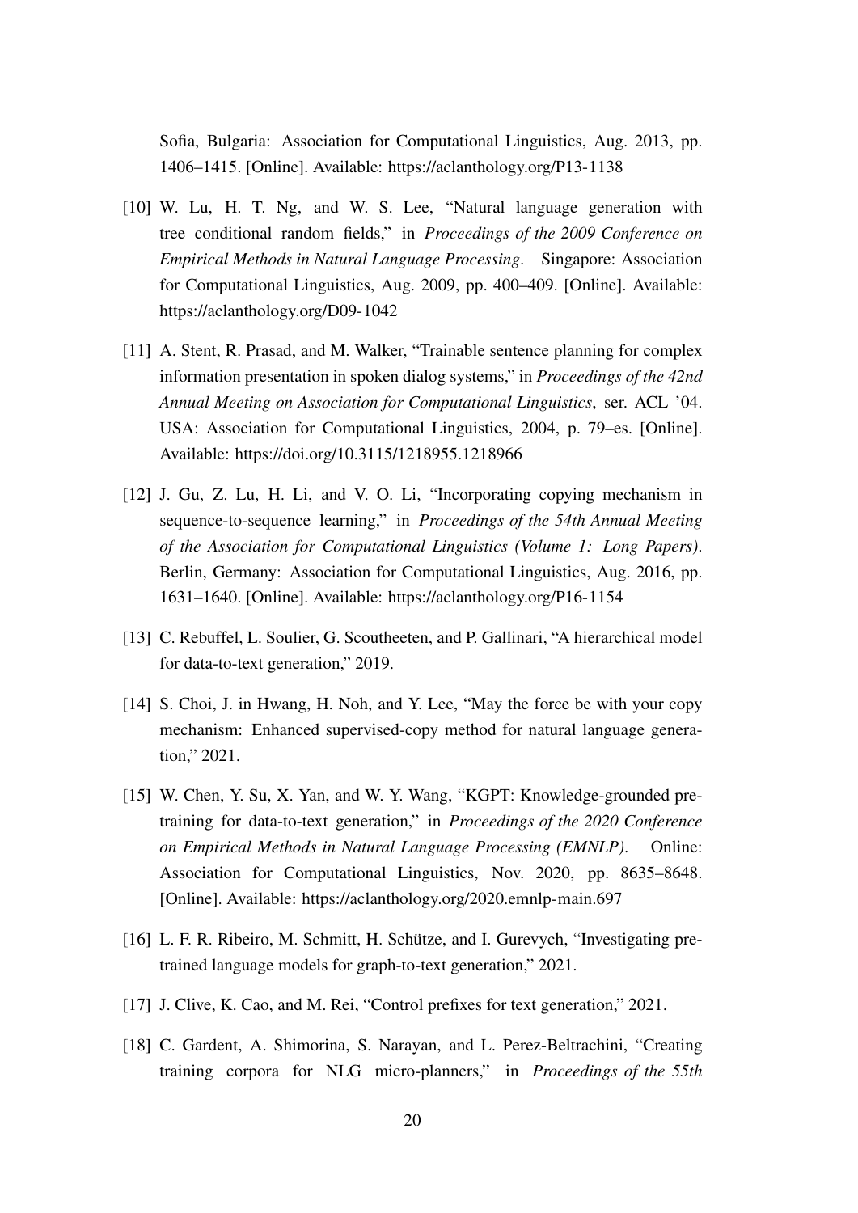Sofia, Bulgaria: Association for Computational Linguistics, Aug. 2013, pp. 1406–1415. [Online]. Available: https://aclanthology.org/P13-1138

[10] W. Lu, H. T. Ng, and W. S. Lee, "Natural language generation with tree conditional random fields," in *Proceedings of the 2009 Conference on Empirical Methods in Natural Language Processing*. Singapore: Association for Computational Linguistics, Aug. 2009, pp. 400–409. [Online]. Available: https://aclanthology.org/D09-1042

[11] A. Stent, R. Prasad, and M. Walker, "Trainable sentence planning for complex information presentation in spoken dialog systems," in *Proceedings of the 42nd Annual Meeting on Association for Computational Linguistics*, ser. ACL '04. USA: Association for Computational Linguistics, 2004, p. 79–es. [Online]. Available: https://doi.org/10.3115/1218955.1218966

[12] J. Gu, Z. Lu, H. Li, and V. O. Li, "Incorporating copying mechanism in sequence-to-sequence learning," in *Proceedings of the 54th Annual Meeting of the Association for Computational Linguistics (Volume 1: Long Papers)*. Berlin, Germany: Association for Computational Linguistics, Aug. 2016, pp. 1631–1640. [Online]. Available: https://aclanthology.org/P16-1154

[13] C. Rebuffel, L. Soulier, G. Scoutheeten, and P. Gallinari, "A hierarchical model for data-to-text generation," 2019.

[14] S. Choi, J. in Hwang, H. Noh, and Y. Lee, "May the force be with your copy mechanism: Enhanced supervised-copy method for natural language generation," 2021.

[15] W. Chen, Y. Su, X. Yan, and W. Y. Wang, "KGPT: Knowledge-grounded pretraining for data-to-text generation," in *Proceedings of the 2020 Conference on Empirical Methods in Natural Language Processing (EMNLP)*. Online: Association for Computational Linguistics, Nov. 2020, pp. 8635–8648. [Online]. Available: https://aclanthology.org/2020.emnlp-main.697

[16] L. F. R. Ribeiro, M. Schmitt, H. Schütze, and I. Gurevych, "Investigating pretrained language models for graph-to-text generation," 2021.

[17] J. Clive, K. Cao, and M. Rei, "Control prefixes for text generation," 2021.

[18] C. Gardent, A. Shimorina, S. Narayan, and L. Perez-Beltrachini, "Creating training corpora for NLG micro-planners," in *Proceedings of the 55th*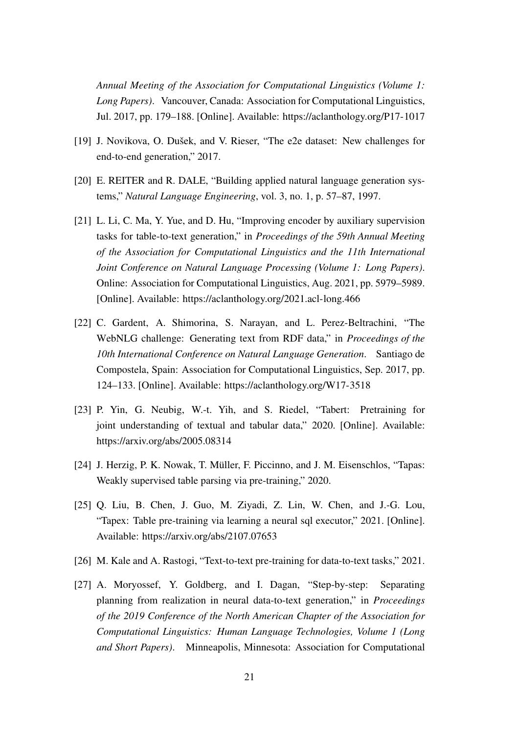*Annual Meeting of the Association for Computational Linguistics (Volume 1: Long Papers)*. Vancouver, Canada: Association for Computational Linguistics, Jul. 2017, pp. 179–188. [Online]. Available: https://aclanthology.org/P17-1017

[19] J. Novikova, O. Dušek, and V. Rieser, "The e2e dataset: New challenges for end-to-end generation," 2017.

[20] E. REITER and R. DALE, "Building applied natural language generation systems," *Natural Language Engineering*, vol. 3, no. 1, p. 57–87, 1997.

[21] L. Li, C. Ma, Y. Yue, and D. Hu, "Improving encoder by auxiliary supervision tasks for table-to-text generation," in *Proceedings of the 59th Annual Meeting of the Association for Computational Linguistics and the 11th International Joint Conference on Natural Language Processing (Volume 1: Long Papers)*. Online: Association for Computational Linguistics, Aug. 2021, pp. 5979–5989. [Online]. Available: https://aclanthology.org/2021.acl-long.466

[22] C. Gardent, A. Shimorina, S. Narayan, and L. Perez-Beltrachini, "The WebNLG challenge: Generating text from RDF data," in *Proceedings of the 10th International Conference on Natural Language Generation*. Santiago de Compostela, Spain: Association for Computational Linguistics, Sep. 2017, pp. 124–133. [Online]. Available: https://aclanthology.org/W17-3518

[23] P. Yin, G. Neubig, W.-t. Yih, and S. Riedel, "Tabert: Pretraining for joint understanding of textual and tabular data," 2020. [Online]. Available: https://arxiv.org/abs/2005.08314

[24] J. Herzig, P. K. Nowak, T. Müller, F. Piccinno, and J. M. Eisenschlos, "Tapas: Weakly supervised table parsing via pre-training," 2020.

[25] Q. Liu, B. Chen, J. Guo, M. Ziyadi, Z. Lin, W. Chen, and J.-G. Lou, "Tapex: Table pre-training via learning a neural sql executor," 2021. [Online]. Available: https://arxiv.org/abs/2107.07653

[26] M. Kale and A. Rastogi, "Text-to-text pre-training for data-to-text tasks," 2021.

[27] A. Moryossef, Y. Goldberg, and I. Dagan, "Step-by-step: Separating planning from realization in neural data-to-text generation," in *Proceedings of the 2019 Conference of the North American Chapter of the Association for Computational Linguistics: Human Language Technologies, Volume 1 (Long and Short Papers)*. Minneapolis, Minnesota: Association for Computational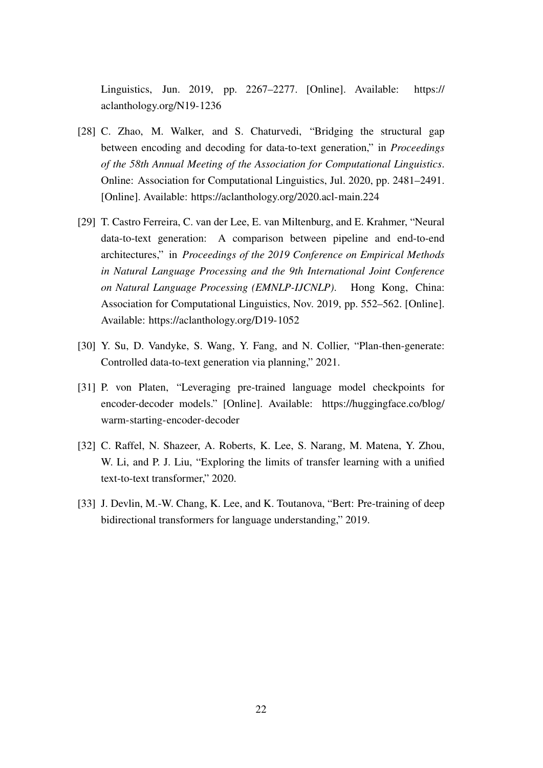Linguistics, Jun. 2019, pp. 2267–2277. [Online]. Available: https://aclanthology.org/N19-1236

[28] C. Zhao, M. Walker, and S. Chaturvedi, "Bridging the structural gap between encoding and decoding for data-to-text generation," in *Proceedings of the 58th Annual Meeting of the Association for Computational Linguistics*. Online: Association for Computational Linguistics, Jul. 2020, pp. 2481–2491. [Online]. Available: https://aclanthology.org/2020.acl-main.224

[29] T. Castro Ferreira, C. van der Lee, E. van Miltenburg, and E. Krahmer, "Neural data-to-text generation: A comparison between pipeline and end-to-end architectures," in *Proceedings of the 2019 Conference on Empirical Methods in Natural Language Processing and the 9th International Joint Conference on Natural Language Processing (EMNLP-IJCNLP)*. Hong Kong, China: Association for Computational Linguistics, Nov. 2019, pp. 552–562. [Online]. Available: https://aclanthology.org/D19-1052

[30] Y. Su, D. Vandyke, S. Wang, Y. Fang, and N. Collier, "Plan-then-generate: Controlled data-to-text generation via planning," 2021.

[31] P. von Platen, "Leveraging pre-trained language model checkpoints for encoder-decoder models." [Online]. Available: https://huggingface.co/blog/warm-starting-encoder-decoder

[32] C. Raffel, N. Shazeer, A. Roberts, K. Lee, S. Narang, M. Matena, Y. Zhou, W. Li, and P. J. Liu, "Exploring the limits of transfer learning with a unified text-to-text transformer," 2020.

[33] J. Devlin, M.-W. Chang, K. Lee, and K. Toutanova, "Bert: Pre-training of deep bidirectional transformers for language understanding," 2019.